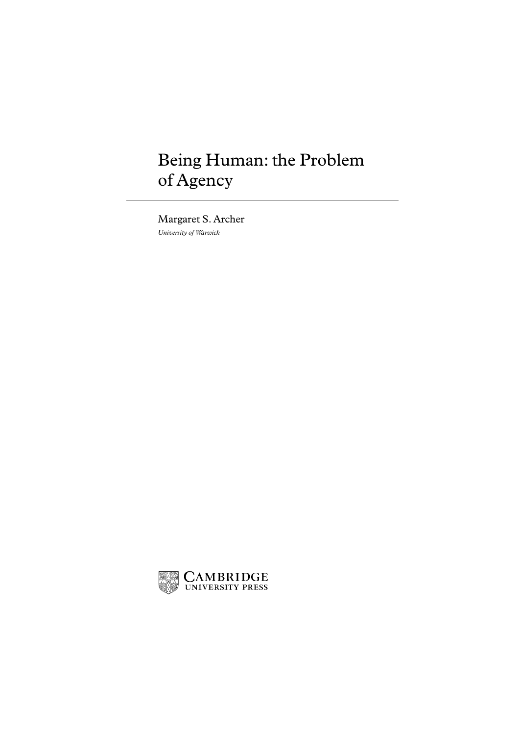# Being Human: the Problem of Agency

Margaret S. Archer

*University of Warwick*

CAMBRIDGE UNIVERSITY PRESS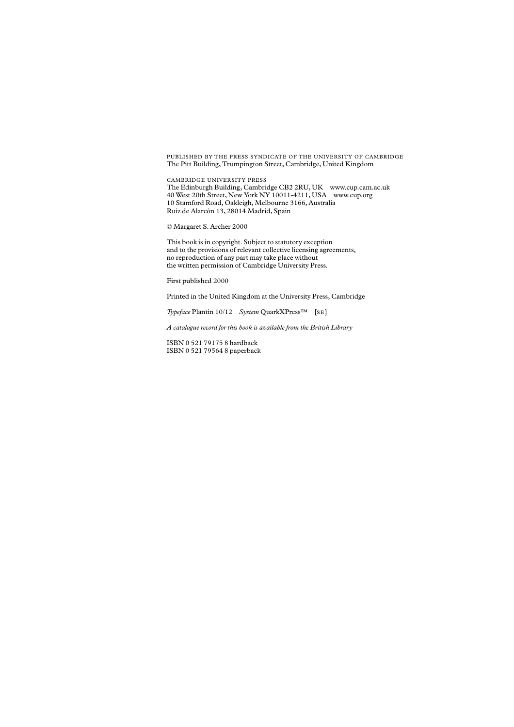PUBLISHED BY THE PRESS SYNDICATE OF THE UNIVERSITY OF CAMBRIDGE
The Pitt Building, Trumpington Street, Cambridge, United Kingdom

CAMBRIDGE UNIVERSITY PRESS
The Edinburgh Building, Cambridge CB2 2RU, UK www.cup.cam.ac.uk
40 West 20th Street, New York NY 10011-4211, USA www.cup.org
10 Stamford Road, Oakleigh, Melbourne 3166, Australia
Ruiz de Alarcón 13, 28014 Madrid, Spain

© Margaret S. Archer 2000

This book is in copyright. Subject to statutory exception
and to the provisions of relevant collective licensing agreements,
no reproduction of any part may take place without
the written permission of Cambridge University Press.

First published 2000

Printed in the United Kingdom at the University Press, Cambridge

*Typeface* Plantin 10/12 *System* QuarkXPress™ [SE]

*A catalogue record for this book is available from the British Library*

ISBN 0 521 79175 8 hardback
ISBN 0 521 79564 8 paperback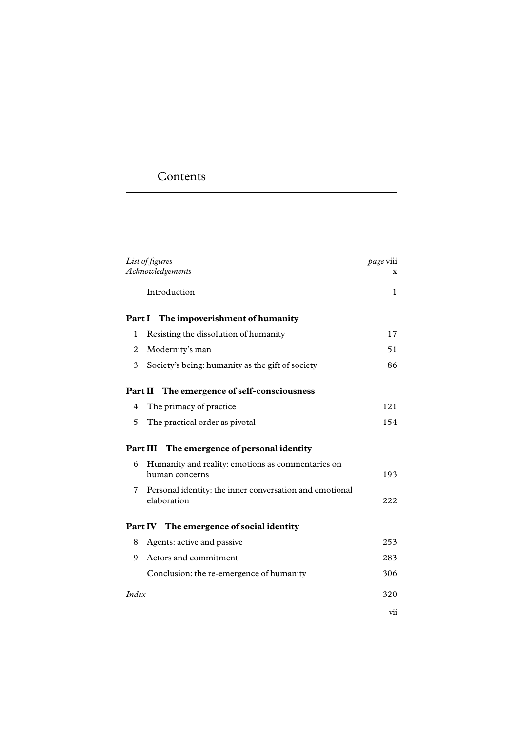# Contents

| | |
|---|---|
| *List of figures* | *page* viii |
| *Acknowledgements* | x |
| Introduction | 1 |
| **Part I The impoverishment of humanity** | |
| 1 Resisting the dissolution of humanity | 17 |
| 2 Modernity's man | 51 |
| 3 Society's being: humanity as the gift of society | 86 |
| **Part II The emergence of self-consciousness** | |
| 4 The primacy of practice | 121 |
| 5 The practical order as pivotal | 154 |
| **Part III The emergence of personal identity** | |
| 6 Humanity and reality: emotions as commentaries on human concerns | 193 |
| 7 Personal identity: the inner conversation and emotional elaboration | 222 |
| **Part IV The emergence of social identity** | |
| 8 Agents: active and passive | 253 |
| 9 Actors and commitment | 283 |
| Conclusion: the re-emergence of humanity | 306 |
| *Index* | 320 |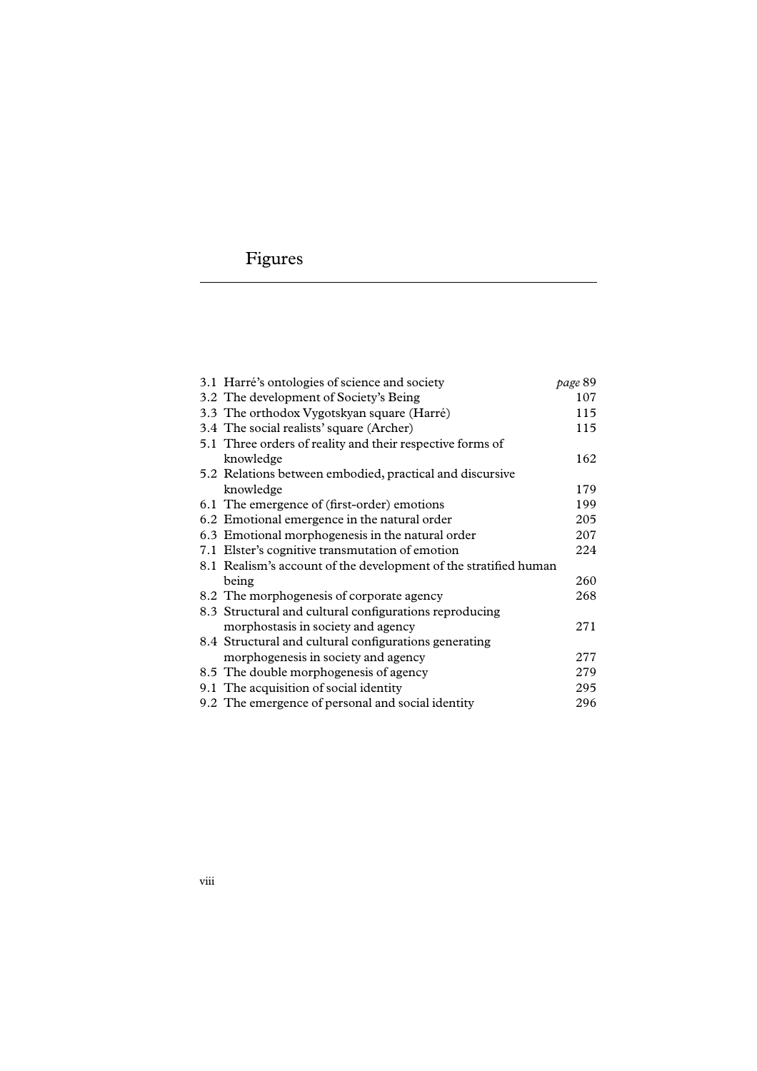# Figures

| | | |
|---|---|---|
| 3.1 | Harré's ontologies of science and society | *page* 89 |
| 3.2 | The development of Society's Being | 107 |
| 3.3 | The orthodox Vygotskyan square (Harré) | 115 |
| 3.4 | The social realists' square (Archer) | 115 |
| 5.1 | Three orders of reality and their respective forms of knowledge | 162 |
| 5.2 | Relations between embodied, practical and discursive knowledge | 179 |
| 6.1 | The emergence of (first-order) emotions | 199 |
| 6.2 | Emotional emergence in the natural order | 205 |
| 6.3 | Emotional morphogenesis in the natural order | 207 |
| 7.1 | Elster's cognitive transmutation of emotion | 224 |
| 8.1 | Realism's account of the development of the stratified human being | 260 |
| 8.2 | The morphogenesis of corporate agency | 268 |
| 8.3 | Structural and cultural configurations reproducing morphostasis in society and agency | 271 |
| 8.4 | Structural and cultural configurations generating morphogenesis in society and agency | 277 |
| 8.5 | The double morphogenesis of agency | 279 |
| 9.1 | The acquisition of social identity | 295 |
| 9.2 | The emergence of personal and social identity | 296 |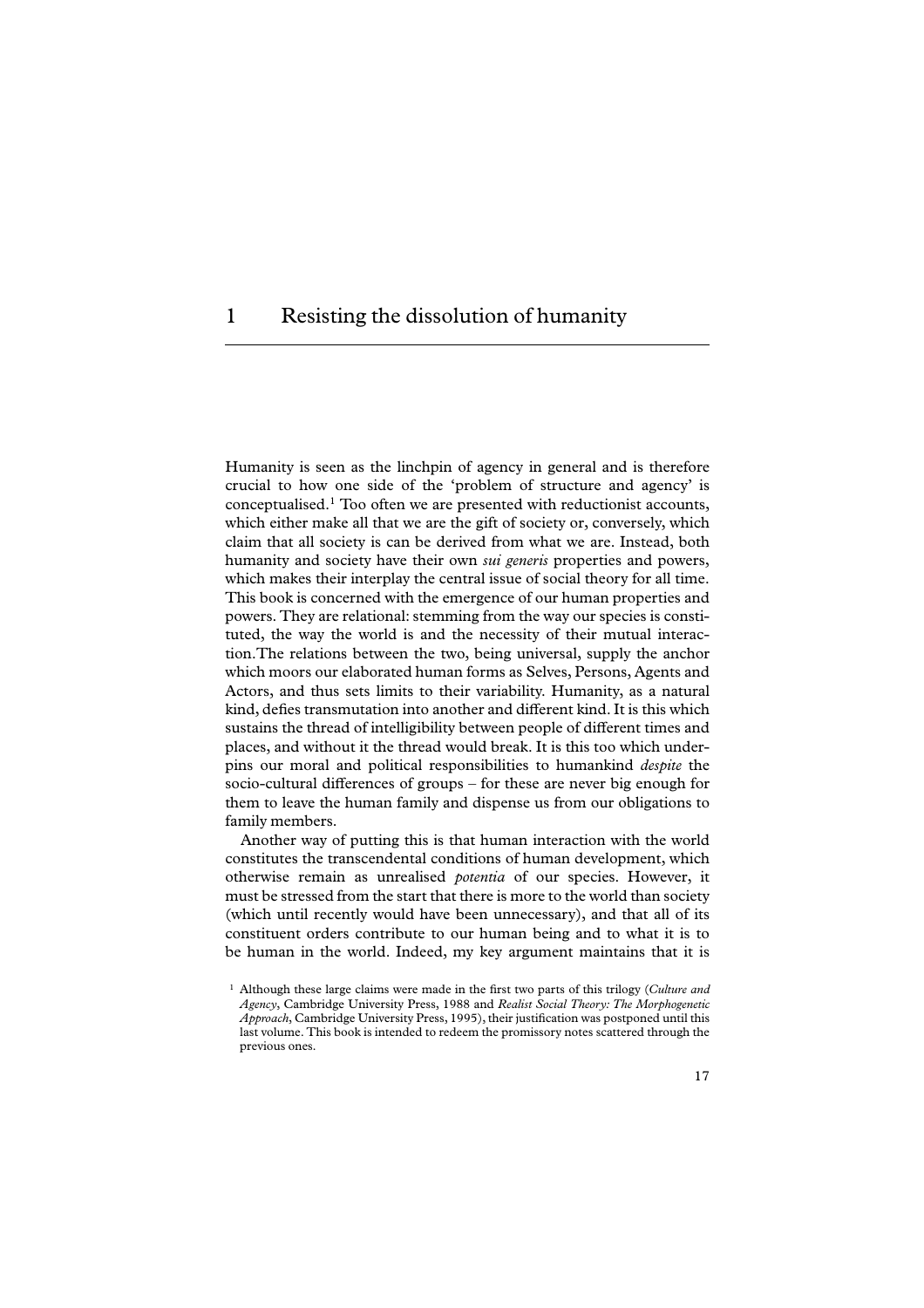# 1 Resisting the dissolution of humanity

Humanity is seen as the linchpin of agency in general and is therefore crucial to how one side of the 'problem of structure and agency' is conceptualised.[1] Too often we are presented with reductionist accounts, which either make all that we are the gift of society or, conversely, which claim that all society is can be derived from what we are. Instead, both humanity and society have their own *sui generis* properties and powers, which makes their interplay the central issue of social theory for all time. This book is concerned with the emergence of our human properties and powers. They are relational: stemming from the way our species is constituted, the way the world is and the necessity of their mutual interaction. The relations between the two, being universal, supply the anchor which moors our elaborated human forms as Selves, Persons, Agents and Actors, and thus sets limits to their variability. Humanity, as a natural kind, defies transmutation into another and different kind. It is this which sustains the thread of intelligibility between people of different times and places, and without it the thread would break. It is this too which underpins our moral and political responsibilities to humankind *despite* the socio-cultural differences of groups – for these are never big enough for them to leave the human family and dispense us from our obligations to family members.

Another way of putting this is that human interaction with the world constitutes the transcendental conditions of human development, which otherwise remain as unrealised *potentia* of our species. However, it must be stressed from the start that there is more to the world than society (which until recently would have been unnecessary), and that all of its constituent orders contribute to our human being and to what it is to be human in the world. Indeed, my key argument maintains that it is

[1] Although these large claims were made in the first two parts of this trilogy (*Culture and Agency*, Cambridge University Press, 1988 and *Realist Social Theory: The Morphogenetic Approach*, Cambridge University Press, 1995), their justification was postponed until this last volume. This book is intended to redeem the promissory notes scattered through the previous ones.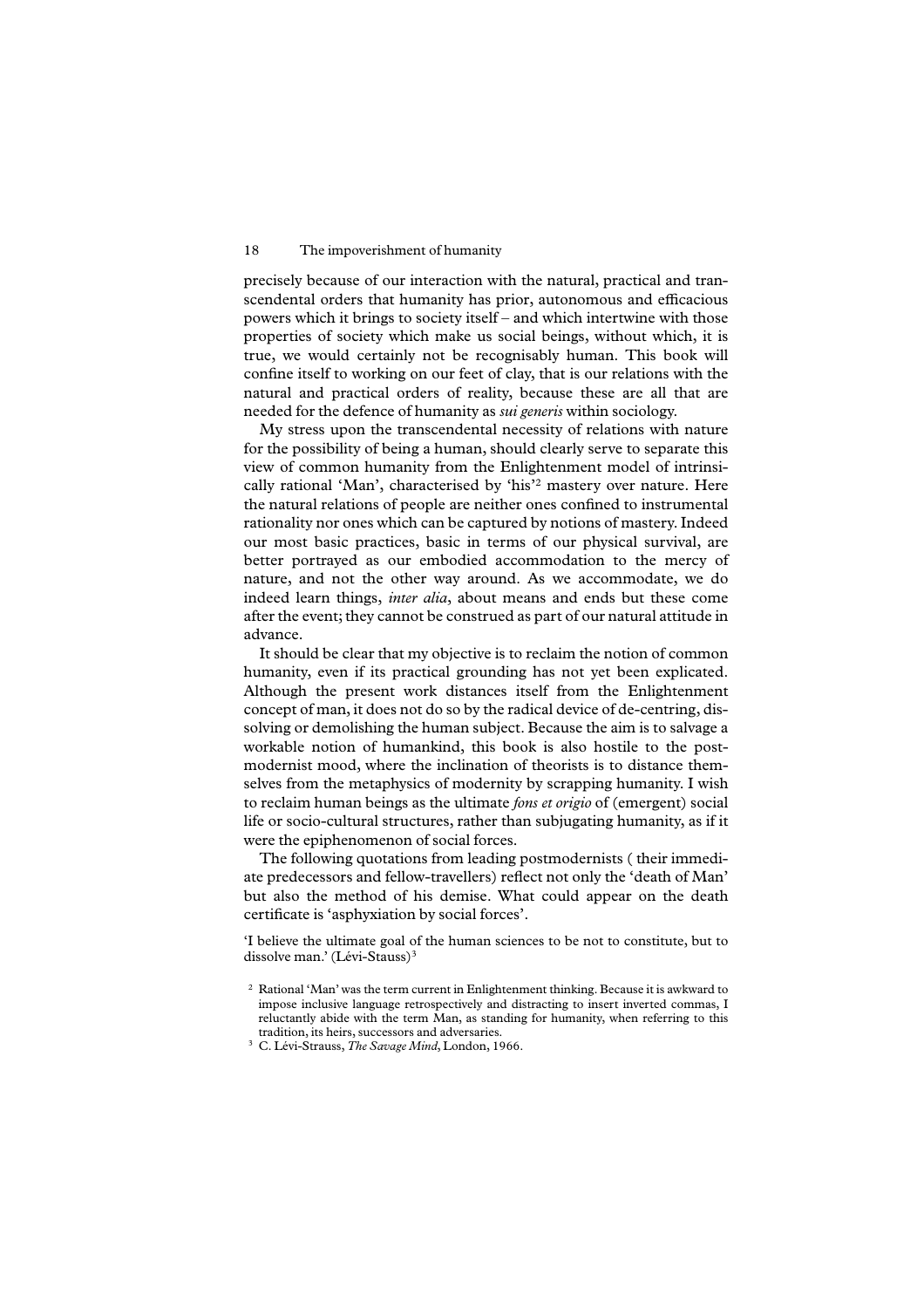precisely because of our interaction with the natural, practical and transcendental orders that humanity has prior, autonomous and efficacious powers which it brings to society itself – and which intertwine with those properties of society which make us social beings, without which, it is true, we would certainly not be recognisably human. This book will confine itself to working on our feet of clay, that is our relations with the natural and practical orders of reality, because these are all that are needed for the defence of humanity as *sui generis* within sociology.

My stress upon the transcendental necessity of relations with nature for the possibility of being a human, should clearly serve to separate this view of common humanity from the Enlightenment model of intrinsically rational 'Man', characterised by 'his'[2] mastery over nature. Here the natural relations of people are neither ones confined to instrumental rationality nor ones which can be captured by notions of mastery. Indeed our most basic practices, basic in terms of our physical survival, are better portrayed as our embodied accommodation to the mercy of nature, and not the other way around. As we accommodate, we do indeed learn things, *inter alia*, about means and ends but these come after the event; they cannot be construed as part of our natural attitude in advance.

It should be clear that my objective is to reclaim the notion of common humanity, even if its practical grounding has not yet been explicated. Although the present work distances itself from the Enlightenment concept of man, it does not do so by the radical device of de-centring, dissolving or demolishing the human subject. Because the aim is to salvage a workable notion of humankind, this book is also hostile to the postmodernist mood, where the inclination of theorists is to distance themselves from the metaphysics of modernity by scrapping humanity. I wish to reclaim human beings as the ultimate *fons et origio* of (emergent) social life or socio-cultural structures, rather than subjugating humanity, as if it were the epiphenomenon of social forces.

The following quotations from leading postmodernists ( their immediate predecessors and fellow-travellers) reflect not only the 'death of Man' but also the method of his demise. What could appear on the death certificate is 'asphyxiation by social forces'.

'I believe the ultimate goal of the human sciences to be not to constitute, but to dissolve man.' (Lévi-Stauss)[3]

[2] Rational 'Man' was the term current in Enlightenment thinking. Because it is awkward to impose inclusive language retrospectively and distracting to insert inverted commas, I reluctantly abide with the term Man, as standing for humanity, when referring to this tradition, its heirs, successors and adversaries.

[3] C. Lévi-Strauss, *The Savage Mind*, London, 1966.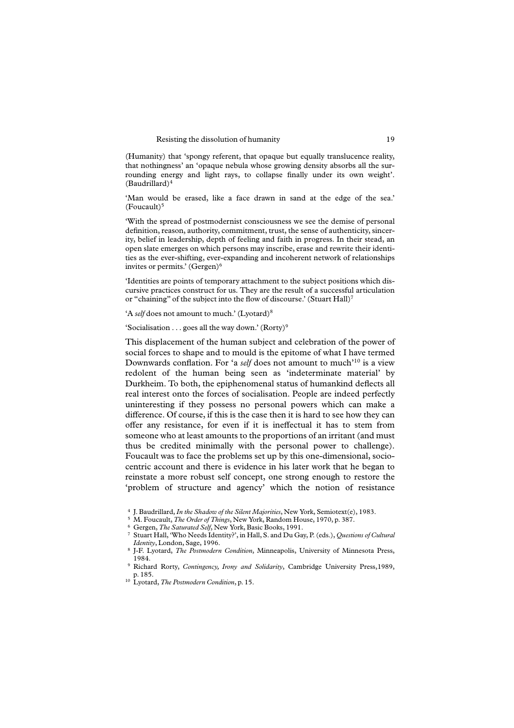(Humanity) that 'spongy referent, that opaque but equally translucence reality, that nothingness' an 'opaque nebula whose growing density absorbs all the surrounding energy and light rays, to collapse finally under its own weight'. (Baudrillard)[4]

'Man would be erased, like a face drawn in sand at the edge of the sea.' (Foucault)[5]

'With the spread of postmodernist consciousness we see the demise of personal definition, reason, authority, commitment, trust, the sense of authenticity, sincerity, belief in leadership, depth of feeling and faith in progress. In their stead, an open slate emerges on which persons may inscribe, erase and rewrite their identities as the ever-shifting, ever-expanding and incoherent network of relationships invites or permits.' (Gergen)[6]

'Identities are points of temporary attachment to the subject positions which discursive practices construct for us. They are the result of a successful articulation or "chaining" of the subject into the flow of discourse.' (Stuart Hall)[7]

'A *self* does not amount to much.' (Lyotard)[8]

'Socialisation . . . goes all the way down.' (Rorty)[9]

This displacement of the human subject and celebration of the power of social forces to shape and to mould is the epitome of what I have termed Downwards conflation. For 'a *self* does not amount to much'[10] is a view redolent of the human being seen as 'indeterminate material' by Durkheim. To both, the epiphenomenal status of humankind deflects all real interest onto the forces of socialisation. People are indeed perfectly uninteresting if they possess no personal powers which can make a difference. Of course, if this is the case then it is hard to see how they can offer any resistance, for even if it is ineffectual it has to stem from someone who at least amounts to the proportions of an irritant (and must thus be credited minimally with the personal power to challenge). Foucault was to face the problems set up by this one-dimensional, sociocentric account and there is evidence in his later work that he began to reinstate a more robust self concept, one strong enough to restore the 'problem of structure and agency' which the notion of resistance

---

[4] J. Baudrillard, *In the Shadow of the Silent Majorities*, New York, Semiotext(e), 1983.

[5] M. Foucault, *The Order of Things*, New York, Random House, 1970, p. 387.

[6] Gergen, *The Saturated Self*, New York, Basic Books, 1991.

[7] Stuart Hall, 'Who Needs Identity?', in Hall, S. and Du Gay, P. (eds.), *Questions of Cultural Identity*, London, Sage, 1996.

[8] J-F. Lyotard, *The Postmodern Condition*, Minneapolis, University of Minnesota Press, 1984.

[9] Richard Rorty, *Contingency, Irony and Solidarity*, Cambridge University Press,1989, p. 185.

[10] Lyotard, *The Postmodern Condition*, p. 15.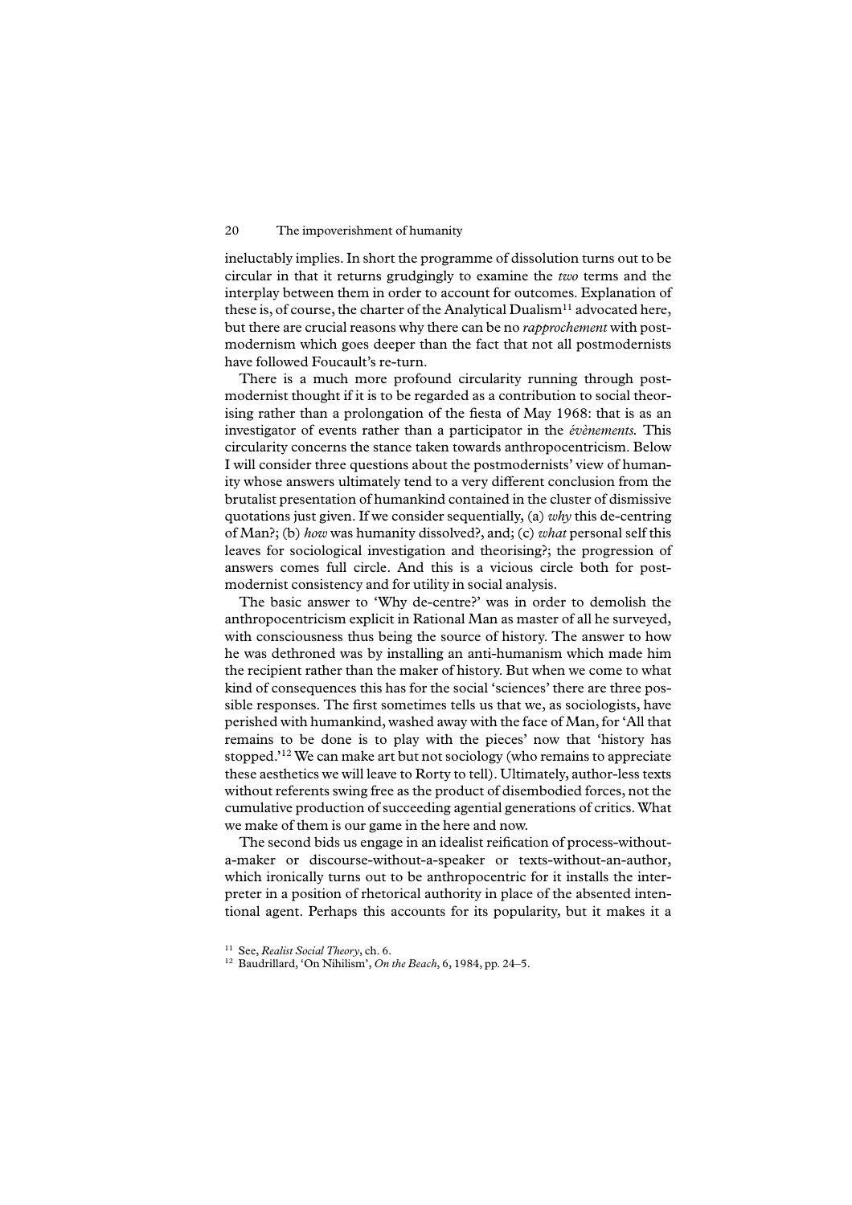ineluctably implies. In short the programme of dissolution turns out to be circular in that it returns grudgingly to examine the *two* terms and the interplay between them in order to account for outcomes. Explanation of these is, of course, the charter of the Analytical Dualism[11] advocated here, but there are crucial reasons why there can be no *rapprochement* with postmodernism which goes deeper than the fact that not all postmodernists have followed Foucault's re-turn.

There is a much more profound circularity running through postmodernist thought if it is to be regarded as a contribution to social theorising rather than a prolongation of the fiesta of May 1968: that is as an investigator of events rather than a participator in the *évènements.* This circularity concerns the stance taken towards anthropocentricism. Below I will consider three questions about the postmodernists' view of humanity whose answers ultimately tend to a very different conclusion from the brutalist presentation of humankind contained in the cluster of dismissive quotations just given. If we consider sequentially, (a) *why* this de-centring of Man?; (b) *how* was humanity dissolved?, and; (c) *what* personal self this leaves for sociological investigation and theorising?; the progression of answers comes full circle. And this is a vicious circle both for postmodernist consistency and for utility in social analysis.

The basic answer to 'Why de-centre?' was in order to demolish the anthropocentricism explicit in Rational Man as master of all he surveyed, with consciousness thus being the source of history. The answer to how he was dethroned was by installing an anti-humanism which made him the recipient rather than the maker of history. But when we come to what kind of consequences this has for the social 'sciences' there are three possible responses. The first sometimes tells us that we, as sociologists, have perished with humankind, washed away with the face of Man, for 'All that remains to be done is to play with the pieces' now that 'history has stopped.'[12] We can make art but not sociology (who remains to appreciate these aesthetics we will leave to Rorty to tell). Ultimately, author-less texts without referents swing free as the product of disembodied forces, not the cumulative production of succeeding agential generations of critics. What we make of them is our game in the here and now.

The second bids us engage in an idealist reification of process-without-a-maker or discourse-without-a-speaker or texts-without-an-author, which ironically turns out to be anthropocentric for it installs the interpreter in a position of rhetorical authority in place of the absented intentional agent. Perhaps this accounts for its popularity, but it makes it a

[11] See, *Realist Social Theory*, ch. 6.

[12] Baudrillard, 'On Nihilism', *On the Beach*, 6, 1984, pp. 24–5.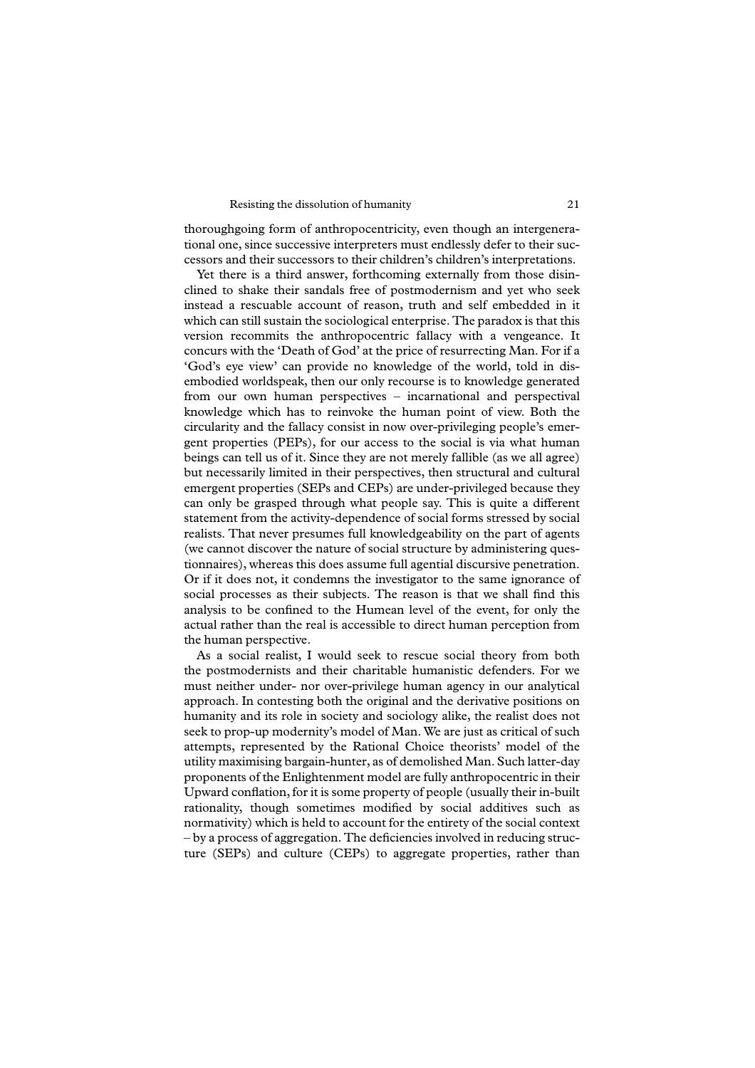thoroughgoing form of anthropocentricity, even though an intergenerational one, since successive interpreters must endlessly defer to their successors and their successors to their children's children's interpretations.

Yet there is a third answer, forthcoming externally from those disinclined to shake their sandals free of postmodernism and yet who seek instead a rescuable account of reason, truth and self embedded in it which can still sustain the sociological enterprise. The paradox is that this version recommits the anthropocentric fallacy with a vengeance. It concurs with the 'Death of God' at the price of resurrecting Man. For if a 'God's eye view' can provide no knowledge of the world, told in disembodied worldspeak, then our only recourse is to knowledge generated from our own human perspectives – incarnational and perspectival knowledge which has to reinvoke the human point of view. Both the circularity and the fallacy consist in now over-privileging people's emergent properties (PEPs), for our access to the social is via what human beings can tell us of it. Since they are not merely fallible (as we all agree) but necessarily limited in their perspectives, then structural and cultural emergent properties (SEPs and CEPs) are under-privileged because they can only be grasped through what people say. This is quite a different statement from the activity-dependence of social forms stressed by social realists. That never presumes full knowledgeability on the part of agents (we cannot discover the nature of social structure by administering questionnaires), whereas this does assume full agential discursive penetration. Or if it does not, it condemns the investigator to the same ignorance of social processes as their subjects. The reason is that we shall find this analysis to be confined to the Humean level of the event, for only the actual rather than the real is accessible to direct human perception from the human perspective.

As a social realist, I would seek to rescue social theory from both the postmodernists and their charitable humanistic defenders. For we must neither under- nor over-privilege human agency in our analytical approach. In contesting both the original and the derivative positions on humanity and its role in society and sociology alike, the realist does not seek to prop-up modernity's model of Man. We are just as critical of such attempts, represented by the Rational Choice theorists' model of the utility maximising bargain-hunter, as of demolished Man. Such latter-day proponents of the Enlightenment model are fully anthropocentric in their Upward conflation, for it is some property of people (usually their in-built rationality, though sometimes modified by social additives such as normativity) which is held to account for the entirety of the social context – by a process of aggregation. The deficiencies involved in reducing structure (SEPs) and culture (CEPs) to aggregate properties, rather than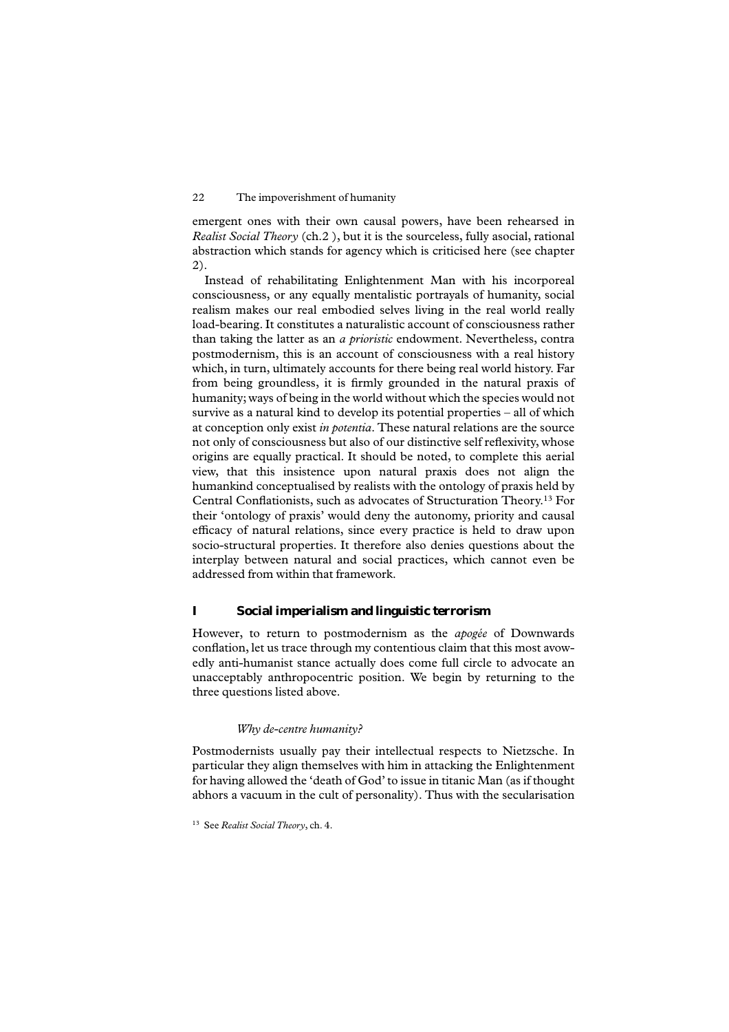emergent ones with their own causal powers, have been rehearsed in *Realist Social Theory* (ch.2 ), but it is the sourceless, fully asocial, rational abstraction which stands for agency which is criticised here (see chapter 2).

Instead of rehabilitating Enlightenment Man with his incorporeal consciousness, or any equally mentalistic portrayals of humanity, social realism makes our real embodied selves living in the real world really load-bearing. It constitutes a naturalistic account of consciousness rather than taking the latter as an *a prioristic* endowment. Nevertheless, contra postmodernism, this is an account of consciousness with a real history which, in turn, ultimately accounts for there being real world history. Far from being groundless, it is firmly grounded in the natural praxis of humanity; ways of being in the world without which the species would not survive as a natural kind to develop its potential properties – all of which at conception only exist *in potentia*. These natural relations are the source not only of consciousness but also of our distinctive self reflexivity, whose origins are equally practical. It should be noted, to complete this aerial view, that this insistence upon natural praxis does not align the humankind conceptualised by realists with the ontology of praxis held by Central Conflationists, such as advocates of Structuration Theory.[13] For their 'ontology of praxis' would deny the autonomy, priority and causal efficacy of natural relations, since every practice is held to draw upon socio-structural properties. It therefore also denies questions about the interplay between natural and social practices, which cannot even be addressed from within that framework.

## I Social imperialism and linguistic terrorism

However, to return to postmodernism as the *apogée* of Downwards conflation, let us trace through my contentious claim that this most avowedly anti-humanist stance actually does come full circle to advocate an unacceptably anthropocentric position. We begin by returning to the three questions listed above.

### *Why de-centre humanity?*

Postmodernists usually pay their intellectual respects to Nietzsche. In particular they align themselves with him in attacking the Enlightenment for having allowed the 'death of God' to issue in titanic Man (as if thought abhors a vacuum in the cult of personality). Thus with the secularisation

[13] See *Realist Social Theory*, ch. 4.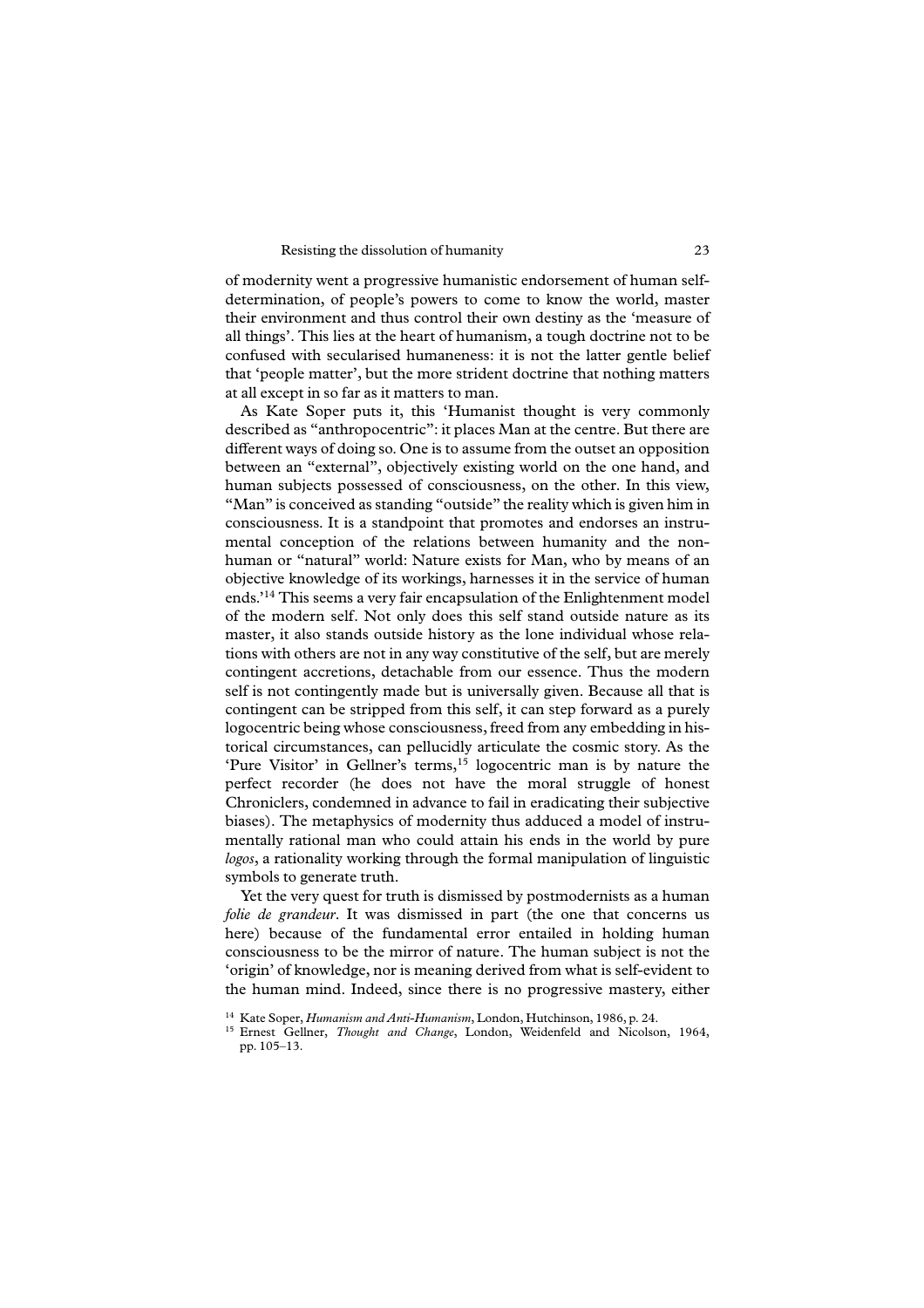of modernity went a progressive humanistic endorsement of human self-determination, of people's powers to come to know the world, master their environment and thus control their own destiny as the 'measure of all things'. This lies at the heart of humanism, a tough doctrine not to be confused with secularised humaneness: it is not the latter gentle belief that 'people matter', but the more strident doctrine that nothing matters at all except in so far as it matters to man.

As Kate Soper puts it, this 'Humanist thought is very commonly described as "anthropocentric": it places Man at the centre. But there are different ways of doing so. One is to assume from the outset an opposition between an "external", objectively existing world on the one hand, and human subjects possessed of consciousness, on the other. In this view, "Man" is conceived as standing "outside" the reality which is given him in consciousness. It is a standpoint that promotes and endorses an instrumental conception of the relations between humanity and the non-human or "natural" world: Nature exists for Man, who by means of an objective knowledge of its workings, harnesses it in the service of human ends.'[14] This seems a very fair encapsulation of the Enlightenment model of the modern self. Not only does this self stand outside nature as its master, it also stands outside history as the lone individual whose relations with others are not in any way constitutive of the self, but are merely contingent accretions, detachable from our essence. Thus the modern self is not contingently made but is universally given. Because all that is contingent can be stripped from this self, it can step forward as a purely logocentric being whose consciousness, freed from any embedding in historical circumstances, can pellucidly articulate the cosmic story. As the 'Pure Visitor' in Gellner's terms,[15] logocentric man is by nature the perfect recorder (he does not have the moral struggle of honest Chroniclers, condemned in advance to fail in eradicating their subjective biases). The metaphysics of modernity thus adduced a model of instrumentally rational man who could attain his ends in the world by pure *logos*, a rationality working through the formal manipulation of linguistic symbols to generate truth.

Yet the very quest for truth is dismissed by postmodernists as a human *folie de grandeur*. It was dismissed in part (the one that concerns us here) because of the fundamental error entailed in holding human consciousness to be the mirror of nature. The human subject is not the 'origin' of knowledge, nor is meaning derived from what is self-evident to the human mind. Indeed, since there is no progressive mastery, either

[14] Kate Soper, *Humanism and Anti-Humanism*, London, Hutchinson, 1986, p. 24.

[15] Ernest Gellner, *Thought and Change*, London, Weidenfeld and Nicolson, 1964, pp. 105–13.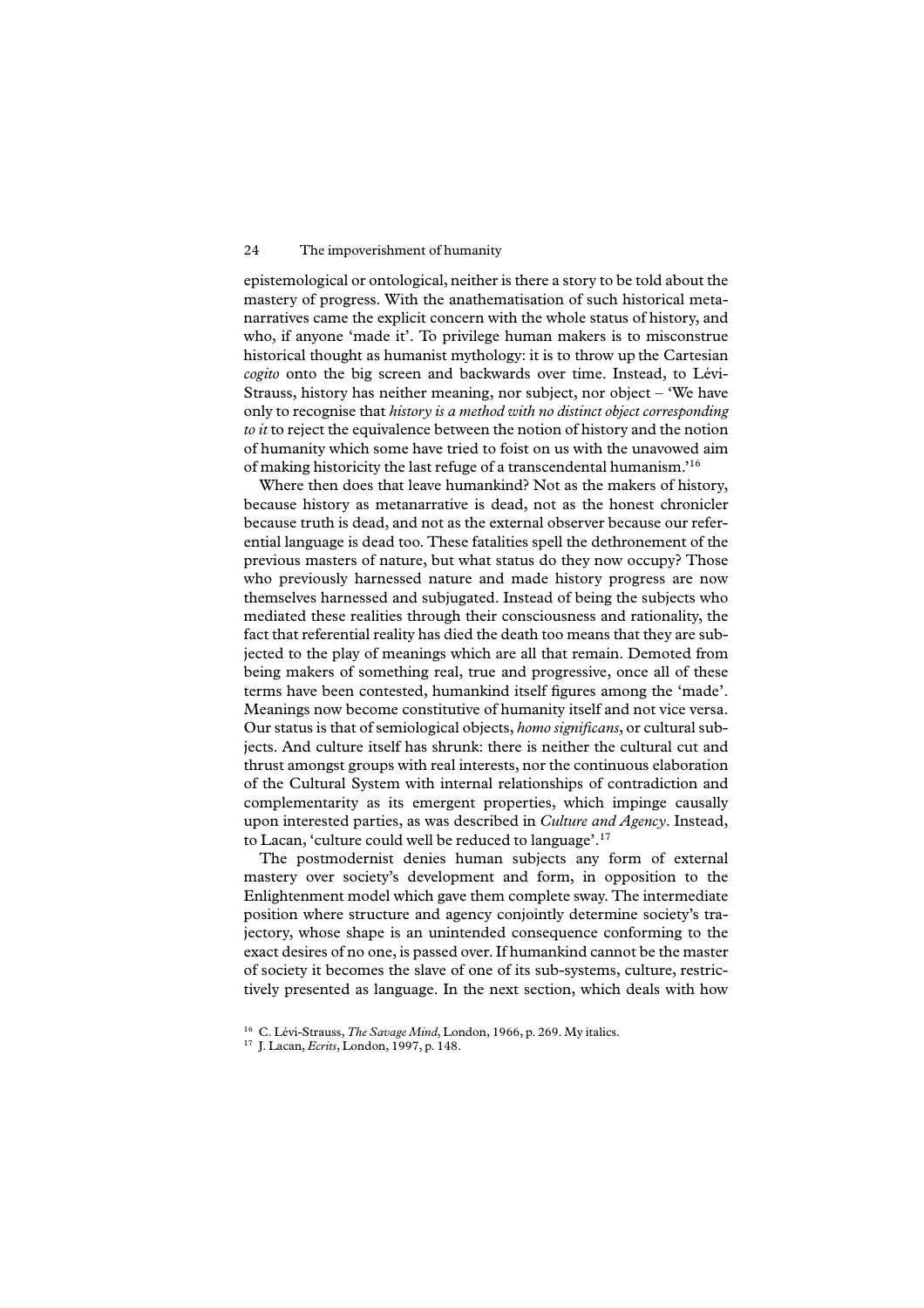epistemological or ontological, neither is there a story to be told about the mastery of progress. With the anathematisation of such historical metanarratives came the explicit concern with the whole status of history, and who, if anyone 'made it'. To privilege human makers is to misconstrue historical thought as humanist mythology: it is to throw up the Cartesian *cogito* onto the big screen and backwards over time. Instead, to Lévi-Strauss, history has neither meaning, nor subject, nor object – 'We have only to recognise that *history is a method with no distinct object corresponding to it* to reject the equivalence between the notion of history and the notion of humanity which some have tried to foist on us with the unavowed aim of making historicity the last refuge of a transcendental humanism.'[16]

Where then does that leave humankind? Not as the makers of history, because history as metanarrative is dead, not as the honest chronicler because truth is dead, and not as the external observer because our referential language is dead too. These fatalities spell the dethronement of the previous masters of nature, but what status do they now occupy? Those who previously harnessed nature and made history progress are now themselves harnessed and subjugated. Instead of being the subjects who mediated these realities through their consciousness and rationality, the fact that referential reality has died the death too means that they are subjected to the play of meanings which are all that remain. Demoted from being makers of something real, true and progressive, once all of these terms have been contested, humankind itself figures among the 'made'. Meanings now become constitutive of humanity itself and not vice versa. Our status is that of semiological objects, *homo significans*, or cultural subjects. And culture itself has shrunk: there is neither the cultural cut and thrust amongst groups with real interests, nor the continuous elaboration of the Cultural System with internal relationships of contradiction and complementarity as its emergent properties, which impinge causally upon interested parties, as was described in *Culture and Agency*. Instead, to Lacan, 'culture could well be reduced to language'.[17]

The postmodernist denies human subjects any form of external mastery over society's development and form, in opposition to the Enlightenment model which gave them complete sway. The intermediate position where structure and agency conjointly determine society's trajectory, whose shape is an unintended consequence conforming to the exact desires of no one, is passed over. If humankind cannot be the master of society it becomes the slave of one of its sub-systems, culture, restrictively presented as language. In the next section, which deals with how

[16] C. Lévi-Strauss, *The Savage Mind*, London, 1966, p. 269. My italics.

[17] J. Lacan, *Ecrits*, London, 1997, p. 148.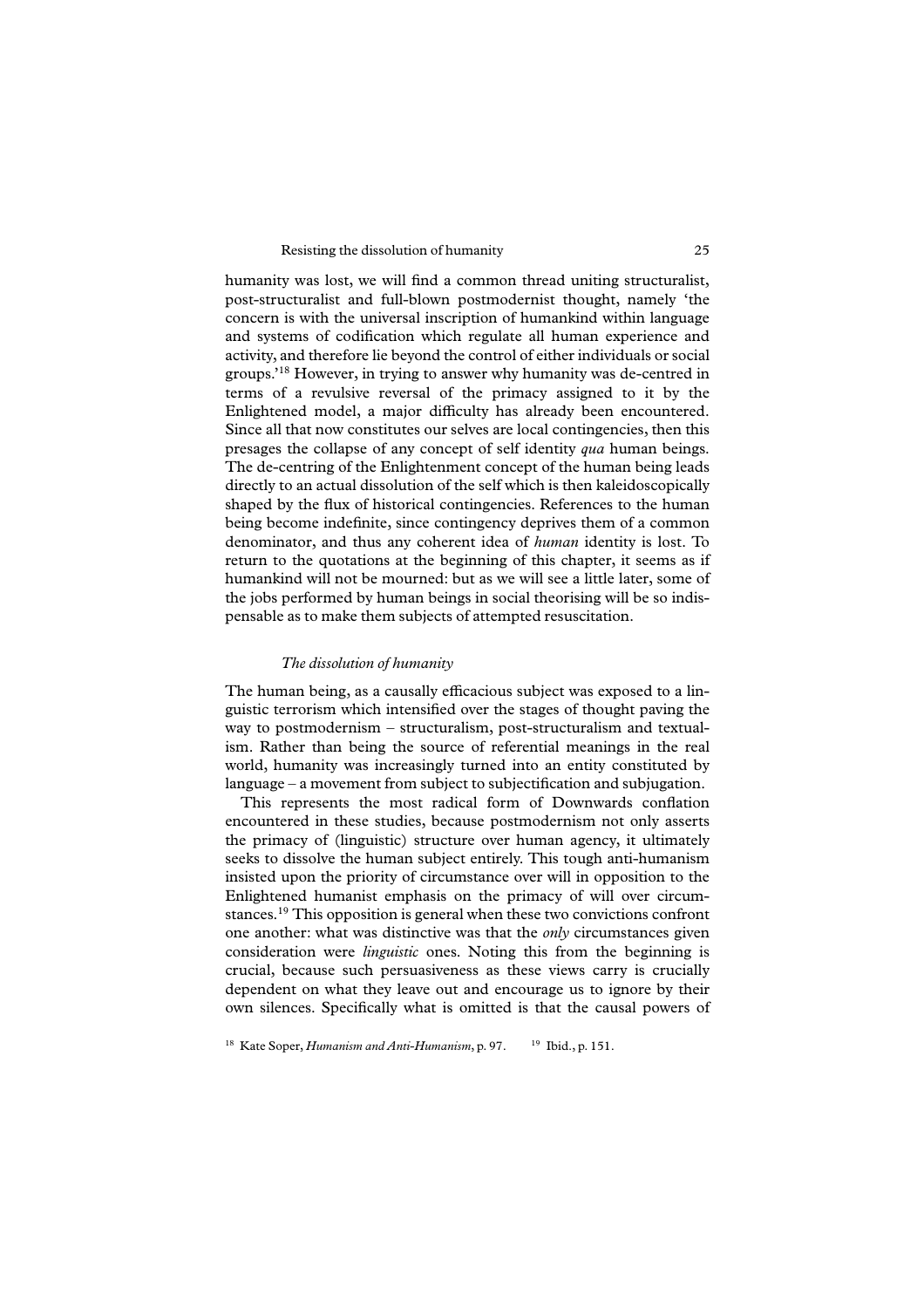humanity was lost, we will find a common thread uniting structuralist, post-structuralist and full-blown postmodernist thought, namely 'the concern is with the universal inscription of humankind within language and systems of codification which regulate all human experience and activity, and therefore lie beyond the control of either individuals or social groups.'[18] However, in trying to answer why humanity was de-centred in terms of a revulsive reversal of the primacy assigned to it by the Enlightened model, a major difficulty has already been encountered. Since all that now constitutes our selves are local contingencies, then this presages the collapse of any concept of self identity *qua* human beings. The de-centring of the Enlightenment concept of the human being leads directly to an actual dissolution of the self which is then kaleidoscopically shaped by the flux of historical contingencies. References to the human being become indefinite, since contingency deprives them of a common denominator, and thus any coherent idea of *human* identity is lost. To return to the quotations at the beginning of this chapter, it seems as if humankind will not be mourned: but as we will see a little later, some of the jobs performed by human beings in social theorising will be so indispensable as to make them subjects of attempted resuscitation.

### *The dissolution of humanity*

The human being, as a causally efficacious subject was exposed to a linguistic terrorism which intensified over the stages of thought paving the way to postmodernism – structuralism, post-structuralism and textualism. Rather than being the source of referential meanings in the real world, humanity was increasingly turned into an entity constituted by language – a movement from subject to subjectification and subjugation.

This represents the most radical form of Downwards conflation encountered in these studies, because postmodernism not only asserts the primacy of (linguistic) structure over human agency, it ultimately seeks to dissolve the human subject entirely. This tough anti-humanism insisted upon the priority of circumstance over will in opposition to the Enlightened humanist emphasis on the primacy of will over circumstances.[19] This opposition is general when these two convictions confront one another: what was distinctive was that the *only* circumstances given consideration were *linguistic* ones. Noting this from the beginning is crucial, because such persuasiveness as these views carry is crucially dependent on what they leave out and encourage us to ignore by their own silences. Specifically what is omitted is that the causal powers of

[18] Kate Soper, *Humanism and Anti-Humanism*, p. 97. [19] Ibid., p. 151.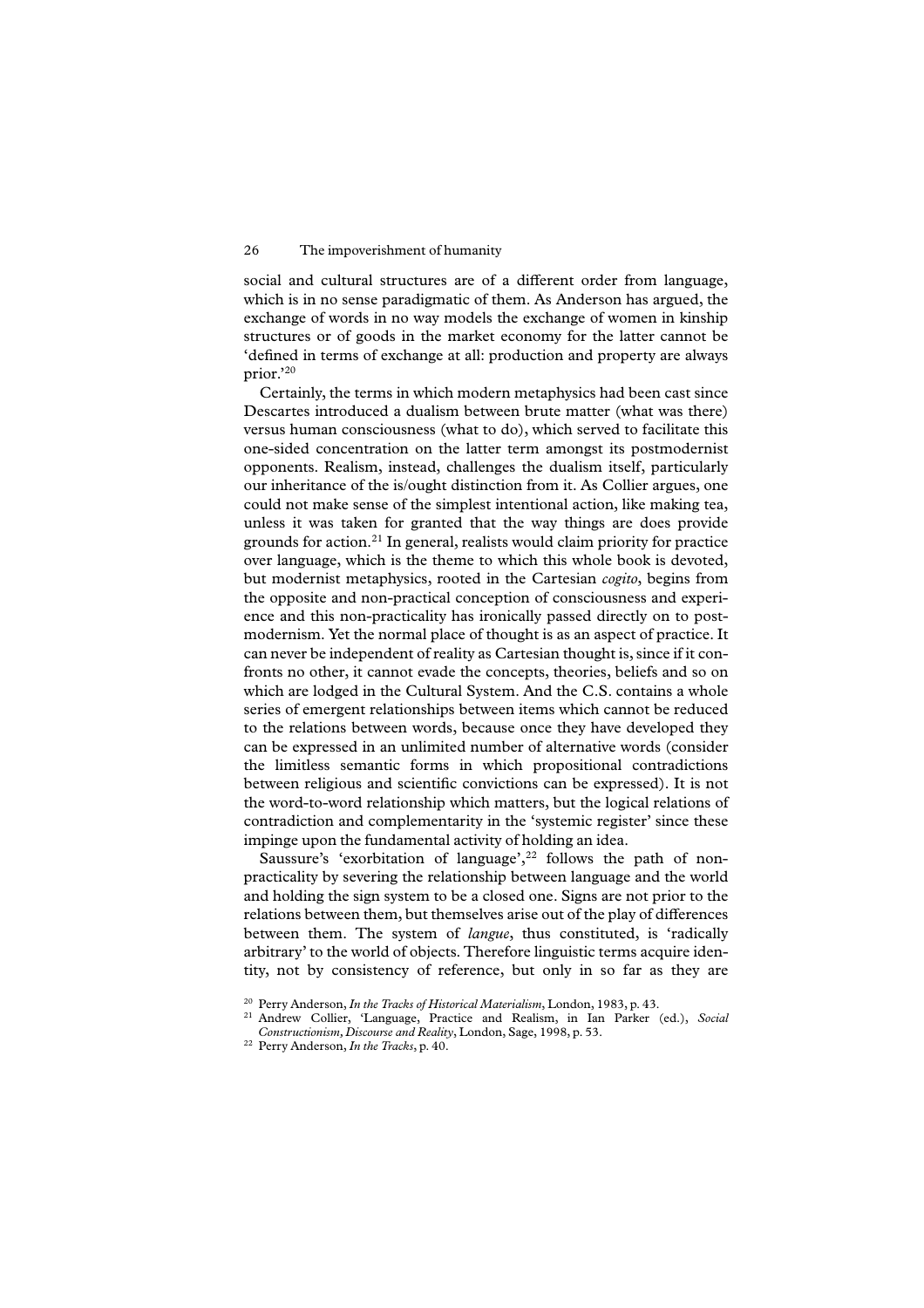social and cultural structures are of a different order from language, which is in no sense paradigmatic of them. As Anderson has argued, the exchange of words in no way models the exchange of women in kinship structures or of goods in the market economy for the latter cannot be 'defined in terms of exchange at all: production and property are always prior.'[20]

Certainly, the terms in which modern metaphysics had been cast since Descartes introduced a dualism between brute matter (what was there) versus human consciousness (what to do), which served to facilitate this one-sided concentration on the latter term amongst its postmodernist opponents. Realism, instead, challenges the dualism itself, particularly our inheritance of the is/ought distinction from it. As Collier argues, one could not make sense of the simplest intentional action, like making tea, unless it was taken for granted that the way things are does provide grounds for action.[21] In general, realists would claim priority for practice over language, which is the theme to which this whole book is devoted, but modernist metaphysics, rooted in the Cartesian *cogito*, begins from the opposite and non-practical conception of consciousness and experience and this non-practicality has ironically passed directly on to postmodernism. Yet the normal place of thought is as an aspect of practice. It can never be independent of reality as Cartesian thought is, since if it confronts no other, it cannot evade the concepts, theories, beliefs and so on which are lodged in the Cultural System. And the C.S. contains a whole series of emergent relationships between items which cannot be reduced to the relations between words, because once they have developed they can be expressed in an unlimited number of alternative words (consider the limitless semantic forms in which propositional contradictions between religious and scientific convictions can be expressed). It is not the word-to-word relationship which matters, but the logical relations of contradiction and complementarity in the 'systemic register' since these impinge upon the fundamental activity of holding an idea.

Saussure's 'exorbitation of language',[22] follows the path of non-practicality by severing the relationship between language and the world and holding the sign system to be a closed one. Signs are not prior to the relations between them, but themselves arise out of the play of differences between them. The system of *langue*, thus constituted, is 'radically arbitrary' to the world of objects. Therefore linguistic terms acquire identity, not by consistency of reference, but only in so far as they are

[20] Perry Anderson, *In the Tracks of Historical Materialism*, London, 1983, p. 43.

[21] Andrew Collier, 'Language, Practice and Realism, in Ian Parker (ed.), *Social Constructionism, Discourse and Reality*, London, Sage, 1998, p. 53.

[22] Perry Anderson, *In the Tracks*, p. 40.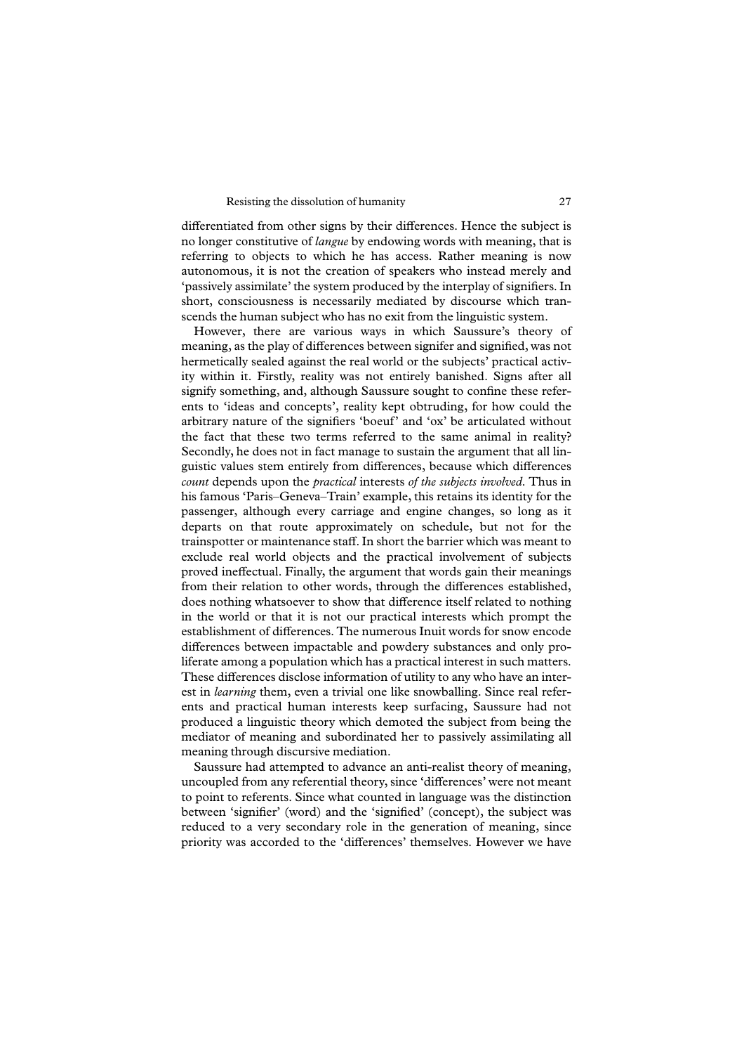differentiated from other signs by their differences. Hence the subject is no longer constitutive of *langue* by endowing words with meaning, that is referring to objects to which he has access. Rather meaning is now autonomous, it is not the creation of speakers who instead merely and 'passively assimilate' the system produced by the interplay of signifiers. In short, consciousness is necessarily mediated by discourse which transcends the human subject who has no exit from the linguistic system.

However, there are various ways in which Saussure's theory of meaning, as the play of differences between signifer and signified, was not hermetically sealed against the real world or the subjects' practical activity within it. Firstly, reality was not entirely banished. Signs after all signify something, and, although Saussure sought to confine these referents to 'ideas and concepts', reality kept obtruding, for how could the arbitrary nature of the signifiers 'boeuf' and 'ox' be articulated without the fact that these two terms referred to the same animal in reality? Secondly, he does not in fact manage to sustain the argument that all linguistic values stem entirely from differences, because which differences *count* depends upon the *practical* interests *of the subjects involved*. Thus in his famous 'Paris–Geneva–Train' example, this retains its identity for the passenger, although every carriage and engine changes, so long as it departs on that route approximately on schedule, but not for the trainspotter or maintenance staff. In short the barrier which was meant to exclude real world objects and the practical involvement of subjects proved ineffectual. Finally, the argument that words gain their meanings from their relation to other words, through the differences established, does nothing whatsoever to show that difference itself related to nothing in the world or that it is not our practical interests which prompt the establishment of differences. The numerous Inuit words for snow encode differences between impactable and powdery substances and only proliferate among a population which has a practical interest in such matters. These differences disclose information of utility to any who have an interest in *learning* them, even a trivial one like snowballing. Since real referents and practical human interests keep surfacing, Saussure had not produced a linguistic theory which demoted the subject from being the mediator of meaning and subordinated her to passively assimilating all meaning through discursive mediation.

Saussure had attempted to advance an anti-realist theory of meaning, uncoupled from any referential theory, since 'differences' were not meant to point to referents. Since what counted in language was the distinction between 'signifier' (word) and the 'signified' (concept), the subject was reduced to a very secondary role in the generation of meaning, since priority was accorded to the 'differences' themselves. However we have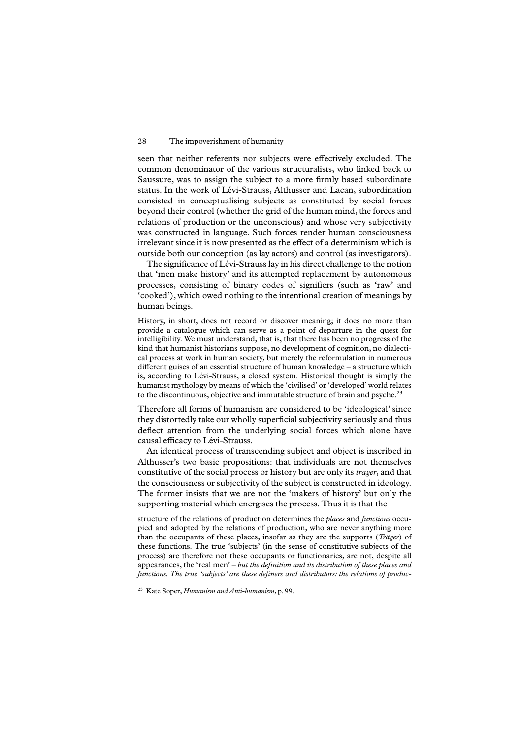seen that neither referents nor subjects were effectively excluded. The common denominator of the various structuralists, who linked back to Saussure, was to assign the subject to a more firmly based subordinate status. In the work of Lévi-Strauss, Althusser and Lacan, subordination consisted in conceptualising subjects as constituted by social forces beyond their control (whether the grid of the human mind, the forces and relations of production or the unconscious) and whose very subjectivity was constructed in language. Such forces render human consciousness irrelevant since it is now presented as the effect of a determinism which is outside both our conception (as lay actors) and control (as investigators).

The significance of Lévi-Strauss lay in his direct challenge to the notion that 'men make history' and its attempted replacement by autonomous processes, consisting of binary codes of signifiers (such as 'raw' and 'cooked'), which owed nothing to the intentional creation of meanings by human beings.

> History, in short, does not record or discover meaning; it does no more than provide a catalogue which can serve as a point of departure in the quest for intelligibility. We must understand, that is, that there has been no progress of the kind that humanist historians suppose, no development of cognition, no dialectical process at work in human society, but merely the reformulation in numerous different guises of an essential structure of human knowledge – a structure which is, according to Lévi-Strauss, a closed system. Historical thought is simply the humanist mythology by means of which the 'civilised' or 'developed' world relates to the discontinuous, objective and immutable structure of brain and psyche.[23]

Therefore all forms of humanism are considered to be 'ideological' since they distortedly take our wholly superficial subjectivity seriously and thus deflect attention from the underlying social forces which alone have causal efficacy to Lévi-Strauss.

An identical process of transcending subject and object is inscribed in Althusser's two basic propositions: that individuals are not themselves constitutive of the social process or history but are only its *träger*, and that the consciousness or subjectivity of the subject is constructed in ideology. The former insists that we are not the 'makers of history' but only the supporting material which energises the process. Thus it is that the

> structure of the relations of production determines the *places* and *functions* occupied and adopted by the relations of production, who are never anything more than the occupants of these places, insofar as they are the supports (*Träger*) of these functions. The true 'subjects' (in the sense of constitutive subjects of the process) are therefore not these occupants or functionaries, are not, despite all appearances, the 'real men' – *but the definition and its distribution of these places and functions. The true 'subjects' are these definers and distributors: the relations of produc-*

[23] Kate Soper, *Humanism and Anti-humanism*, p. 99.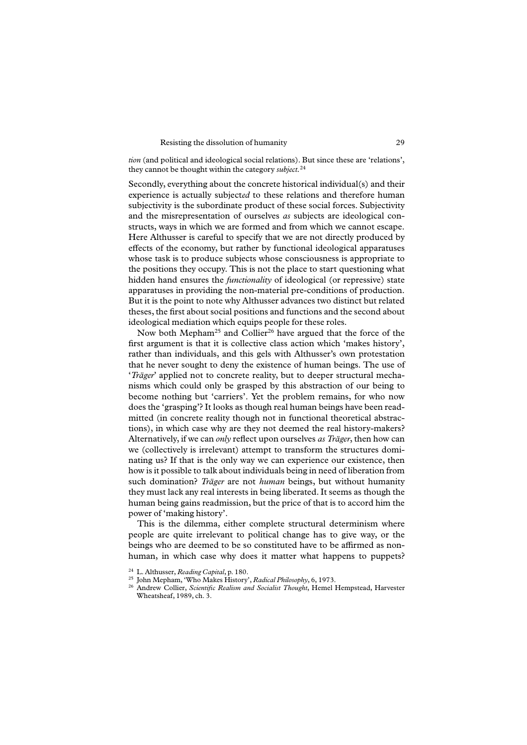*tion* (and political and ideological social relations). But since these are 'relations', they cannot be thought within the category *subject*.[24]

Secondly, everything about the concrete historical individual(s) and their experience is actually subject*ed* to these relations and therefore human subjectivity is the subordinate product of these social forces. Subjectivity and the misrepresentation of ourselves *as* subjects are ideological constructs, ways in which we are formed and from which we cannot escape. Here Althusser is careful to specify that we are not directly produced by effects of the economy, but rather by functional ideological apparatuses whose task is to produce subjects whose consciousness is appropriate to the positions they occupy. This is not the place to start questioning what hidden hand ensures the *functionality* of ideological (or repressive) state apparatuses in providing the non-material pre-conditions of production. But it is the point to note why Althusser advances two distinct but related theses, the first about social positions and functions and the second about ideological mediation which equips people for these roles.

Now both Mepham[25] and Collier[26] have argued that the force of the first argument is that it is collective class action which 'makes history', rather than individuals, and this gels with Althusser's own protestation that he never sought to deny the existence of human beings. The use of '*Träger*' applied not to concrete reality, but to deeper structural mechanisms which could only be grasped by this abstraction of our being to become nothing but 'carriers'. Yet the problem remains, for who now does the 'grasping'? It looks as though real human beings have been readmitted (in concrete reality though not in functional theoretical abstractions), in which case why are they not deemed the real history-makers? Alternatively, if we can *only* reflect upon ourselves *as Träger*, then how can we (collectively is irrelevant) attempt to transform the structures dominating us? If that is the only way we can experience our existence, then how is it possible to talk about individuals being in need of liberation from such domination? *Träger* are not *human* beings, but without humanity they must lack any real interests in being liberated. It seems as though the human being gains readmission, but the price of that is to accord him the power of 'making history'.

This is the dilemma, either complete structural determinism where people are quite irrelevant to political change has to give way, or the beings who are deemed to be so constituted have to be affirmed as non-human, in which case why does it matter what happens to puppets?

[24] L. Althusser, *Reading Capital*, p. 180.

[25] John Mepham, 'Who Makes History', *Radical Philosophy*, 6, 1973.

[26] Andrew Collier, *Scientific Realism and Socialist Thought*, Hemel Hempstead, Harvester Wheatsheaf, 1989, ch. 3.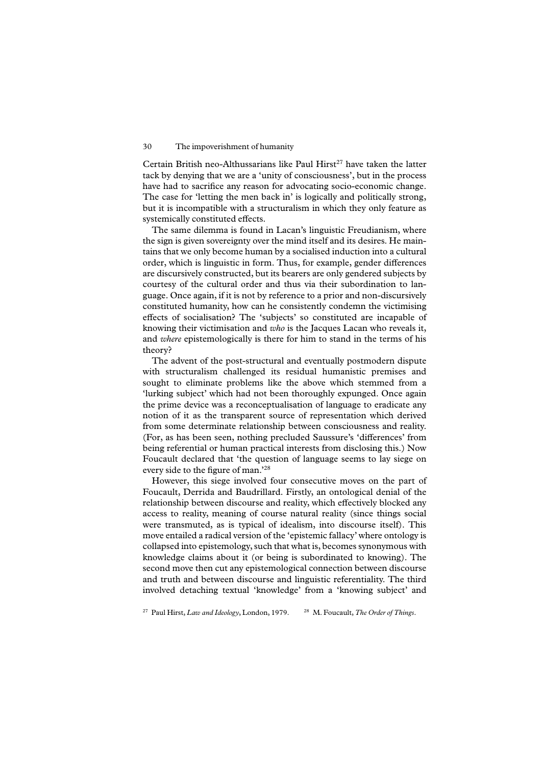Certain British neo-Althussarians like Paul Hirst[27] have taken the latter tack by denying that we are a 'unity of consciousness', but in the process have had to sacrifice any reason for advocating socio-economic change. The case for 'letting the men back in' is logically and politically strong, but it is incompatible with a structuralism in which they only feature as systemically constituted effects.

The same dilemma is found in Lacan's linguistic Freudianism, where the sign is given sovereignty over the mind itself and its desires. He maintains that we only become human by a socialised induction into a cultural order, which is linguistic in form. Thus, for example, gender differences are discursively constructed, but its bearers are only gendered subjects by courtesy of the cultural order and thus via their subordination to language. Once again, if it is not by reference to a prior and non-discursively constituted humanity, how can he consistently condemn the victimising effects of socialisation? The 'subjects' so constituted are incapable of knowing their victimisation and *who* is the Jacques Lacan who reveals it, and *where* epistemologically is there for him to stand in the terms of his theory?

The advent of the post-structural and eventually postmodern dispute with structuralism challenged its residual humanistic premises and sought to eliminate problems like the above which stemmed from a 'lurking subject' which had not been thoroughly expunged. Once again the prime device was a reconceptualisation of language to eradicate any notion of it as the transparent source of representation which derived from some determinate relationship between consciousness and reality. (For, as has been seen, nothing precluded Saussure's 'differences' from being referential or human practical interests from disclosing this.) Now Foucault declared that 'the question of language seems to lay siege on every side to the figure of man.'[28]

However, this siege involved four consecutive moves on the part of Foucault, Derrida and Baudrillard. Firstly, an ontological denial of the relationship between discourse and reality, which effectively blocked any access to reality, meaning of course natural reality (since things social were transmuted, as is typical of idealism, into discourse itself). This move entailed a radical version of the 'epistemic fallacy' where ontology is collapsed into epistemology, such that what is, becomes synonymous with knowledge claims about it (or being is subordinated to knowing). The second move then cut any epistemological connection between discourse and truth and between discourse and linguistic referentiality. The third involved detaching textual 'knowledge' from a 'knowing subject' and

[27] Paul Hirst, *Law and Ideology*, London, 1979. [28] M. Foucault, *The Order of Things*.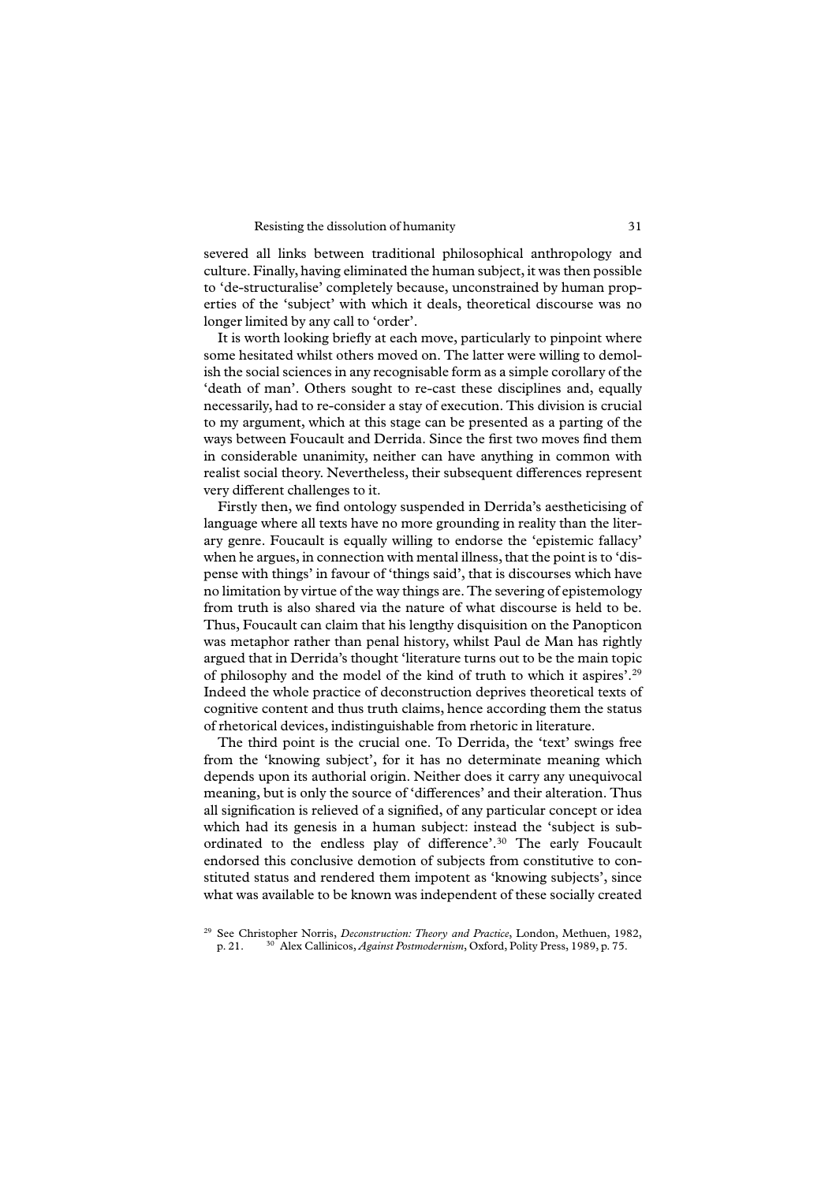severed all links between traditional philosophical anthropology and culture. Finally, having eliminated the human subject, it was then possible to 'de-structuralise' completely because, unconstrained by human properties of the 'subject' with which it deals, theoretical discourse was no longer limited by any call to 'order'.

It is worth looking briefly at each move, particularly to pinpoint where some hesitated whilst others moved on. The latter were willing to demolish the social sciences in any recognisable form as a simple corollary of the 'death of man'. Others sought to re-cast these disciplines and, equally necessarily, had to re-consider a stay of execution. This division is crucial to my argument, which at this stage can be presented as a parting of the ways between Foucault and Derrida. Since the first two moves find them in considerable unanimity, neither can have anything in common with realist social theory. Nevertheless, their subsequent differences represent very different challenges to it.

Firstly then, we find ontology suspended in Derrida's aestheticising of language where all texts have no more grounding in reality than the literary genre. Foucault is equally willing to endorse the 'epistemic fallacy' when he argues, in connection with mental illness, that the point is to 'dispense with things' in favour of 'things said', that is discourses which have no limitation by virtue of the way things are. The severing of epistemology from truth is also shared via the nature of what discourse is held to be. Thus, Foucault can claim that his lengthy disquisition on the Panopticon was metaphor rather than penal history, whilst Paul de Man has rightly argued that in Derrida's thought 'literature turns out to be the main topic of philosophy and the model of the kind of truth to which it aspires'.[29] Indeed the whole practice of deconstruction deprives theoretical texts of cognitive content and thus truth claims, hence according them the status of rhetorical devices, indistinguishable from rhetoric in literature.

The third point is the crucial one. To Derrida, the 'text' swings free from the 'knowing subject', for it has no determinate meaning which depends upon its authorial origin. Neither does it carry any unequivocal meaning, but is only the source of 'differences' and their alteration. Thus all signification is relieved of a signified, of any particular concept or idea which had its genesis in a human subject: instead the 'subject is subordinated to the endless play of difference'.[30] The early Foucault endorsed this conclusive demotion of subjects from constitutive to constituted status and rendered them impotent as 'knowing subjects', since what was available to be known was independent of these socially created

[29] See Christopher Norris, *Deconstruction: Theory and Practice*, London, Methuen, 1982, p. 21.

[30] Alex Callinicos, *Against Postmodernism*, Oxford, Polity Press, 1989, p. 75.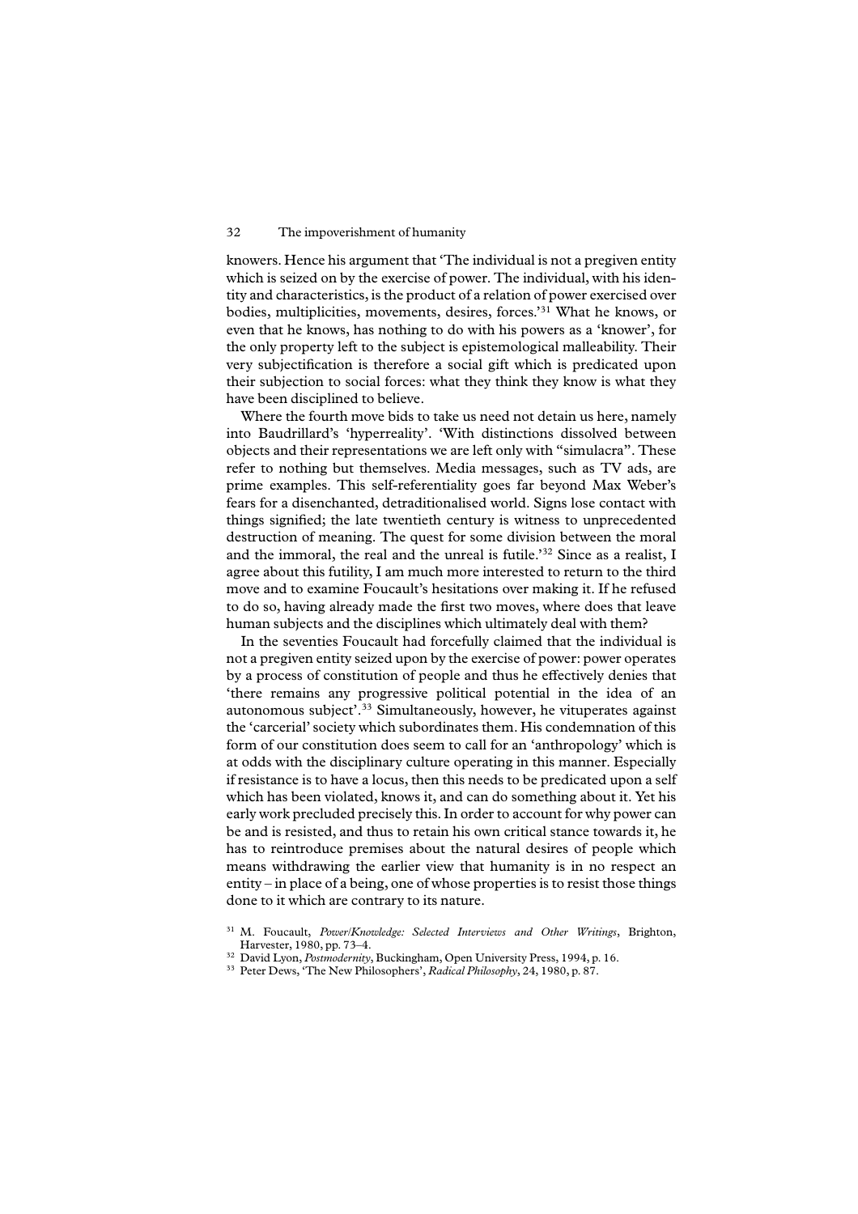knowers. Hence his argument that 'The individual is not a pregiven entity which is seized on by the exercise of power. The individual, with his identity and characteristics, is the product of a relation of power exercised over bodies, multiplicities, movements, desires, forces.'[31] What he knows, or even that he knows, has nothing to do with his powers as a 'knower', for the only property left to the subject is epistemological malleability. Their very subjectification is therefore a social gift which is predicated upon their subjection to social forces: what they think they know is what they have been disciplined to believe.

Where the fourth move bids to take us need not detain us here, namely into Baudrillard's 'hyperreality'. 'With distinctions dissolved between objects and their representations we are left only with "simulacra". These refer to nothing but themselves. Media messages, such as TV ads, are prime examples. This self-referentiality goes far beyond Max Weber's fears for a disenchanted, detraditionalised world. Signs lose contact with things signified; the late twentieth century is witness to unprecedented destruction of meaning. The quest for some division between the moral and the immoral, the real and the unreal is futile.'[32] Since as a realist, I agree about this futility, I am much more interested to return to the third move and to examine Foucault's hesitations over making it. If he refused to do so, having already made the first two moves, where does that leave human subjects and the disciplines which ultimately deal with them?

In the seventies Foucault had forcefully claimed that the individual is not a pregiven entity seized upon by the exercise of power: power operates by a process of constitution of people and thus he effectively denies that 'there remains any progressive political potential in the idea of an autonomous subject'.[33] Simultaneously, however, he vituperates against the 'carcerial' society which subordinates them. His condemnation of this form of our constitution does seem to call for an 'anthropology' which is at odds with the disciplinary culture operating in this manner. Especially if resistance is to have a locus, then this needs to be predicated upon a self which has been violated, knows it, and can do something about it. Yet his early work precluded precisely this. In order to account for why power can be and is resisted, and thus to retain his own critical stance towards it, he has to reintroduce premises about the natural desires of people which means withdrawing the earlier view that humanity is in no respect an entity – in place of a being, one of whose properties is to resist those things done to it which are contrary to its nature.

[31] M. Foucault, *Power/Knowledge: Selected Interviews and Other Writings*, Brighton, Harvester, 1980, pp. 73–4.

[32] David Lyon, *Postmodernity*, Buckingham, Open University Press, 1994, p. 16.

[33] Peter Dews, 'The New Philosophers', *Radical Philosophy*, 24, 1980, p. 87.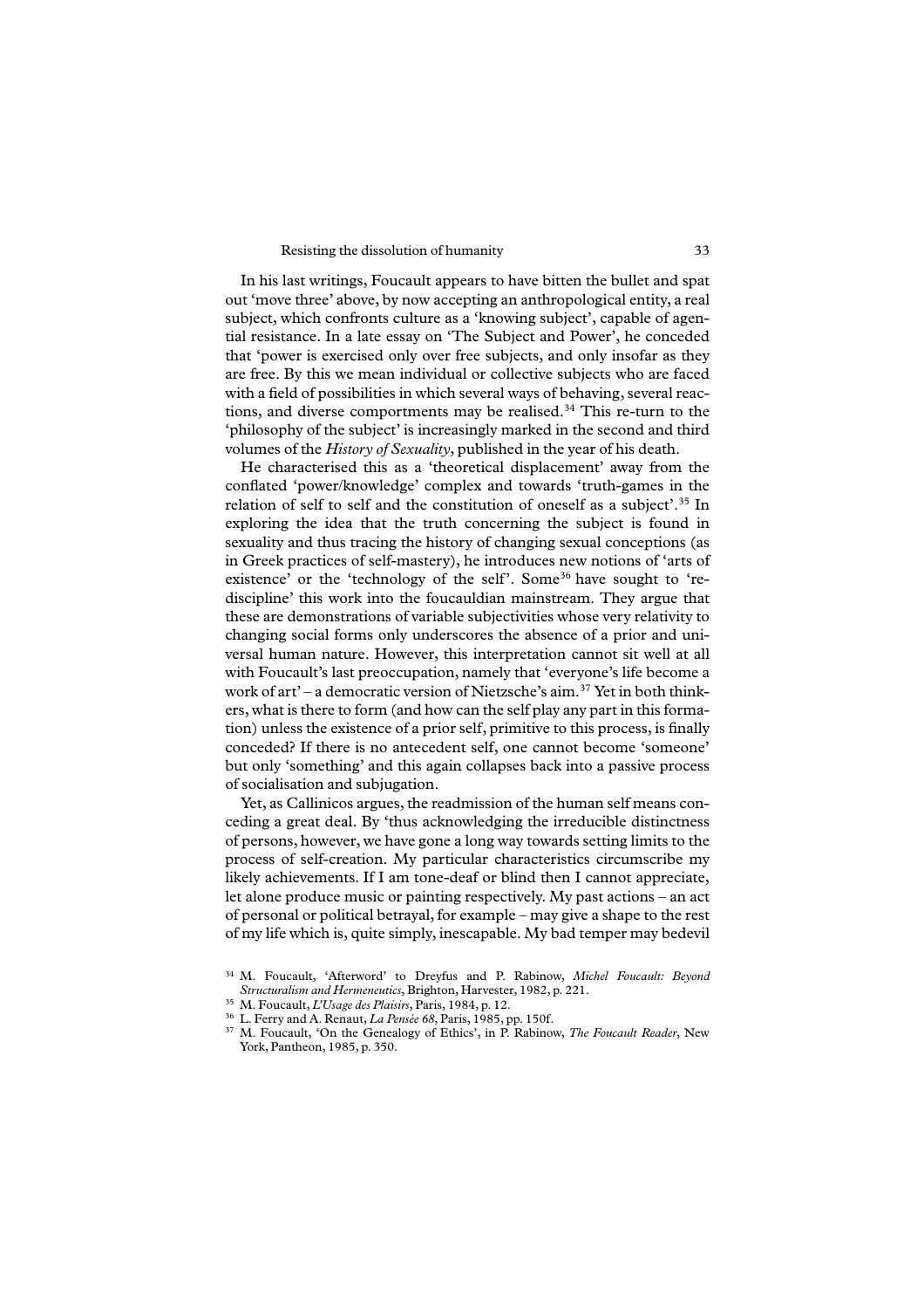In his last writings, Foucault appears to have bitten the bullet and spat out 'move three' above, by now accepting an anthropological entity, a real subject, which confronts culture as a 'knowing subject', capable of agential resistance. In a late essay on 'The Subject and Power', he conceded that 'power is exercised only over free subjects, and only insofar as they are free. By this we mean individual or collective subjects who are faced with a field of possibilities in which several ways of behaving, several reactions, and diverse comportments may be realised.[34] This re-turn to the 'philosophy of the subject' is increasingly marked in the second and third volumes of the *History of Sexuality*, published in the year of his death.

He characterised this as a 'theoretical displacement' away from the conflated 'power/knowledge' complex and towards 'truth-games in the relation of self to self and the constitution of oneself as a subject'.[35] In exploring the idea that the truth concerning the subject is found in sexuality and thus tracing the history of changing sexual conceptions (as in Greek practices of self-mastery), he introduces new notions of 'arts of existence' or the 'technology of the self'. Some[36] have sought to 're-discipline' this work into the foucauldian mainstream. They argue that these are demonstrations of variable subjectivities whose very relativity to changing social forms only underscores the absence of a prior and universal human nature. However, this interpretation cannot sit well at all with Foucault's last preoccupation, namely that 'everyone's life become a work of art' – a democratic version of Nietzsche's aim.[37] Yet in both thinkers, what is there to form (and how can the self play any part in this formation) unless the existence of a prior self, primitive to this process, is finally conceded? If there is no antecedent self, one cannot become 'someone' but only 'something' and this again collapses back into a passive process of socialisation and subjugation.

Yet, as Callinicos argues, the readmission of the human self means conceding a great deal. By 'thus acknowledging the irreducible distinctness of persons, however, we have gone a long way towards setting limits to the process of self-creation. My particular characteristics circumscribe my likely achievements. If I am tone-deaf or blind then I cannot appreciate, let alone produce music or painting respectively. My past actions – an act of personal or political betrayal, for example – may give a shape to the rest of my life which is, quite simply, inescapable. My bad temper may bedevil

[34] M. Foucault, 'Afterword' to Dreyfus and P. Rabinow, *Michel Foucault: Beyond Structuralism and Hermeneutics*, Brighton, Harvester, 1982, p. 221.

[35] M. Foucault, *L'Usage des Plaisirs*, Paris, 1984, p. 12.

[36] L. Ferry and A. Renaut, *La Pensée 68*, Paris, 1985, pp. 150f.

[37] M. Foucault, 'On the Genealogy of Ethics', in P. Rabinow, *The Foucault Reader*, New York, Pantheon, 1985, p. 350.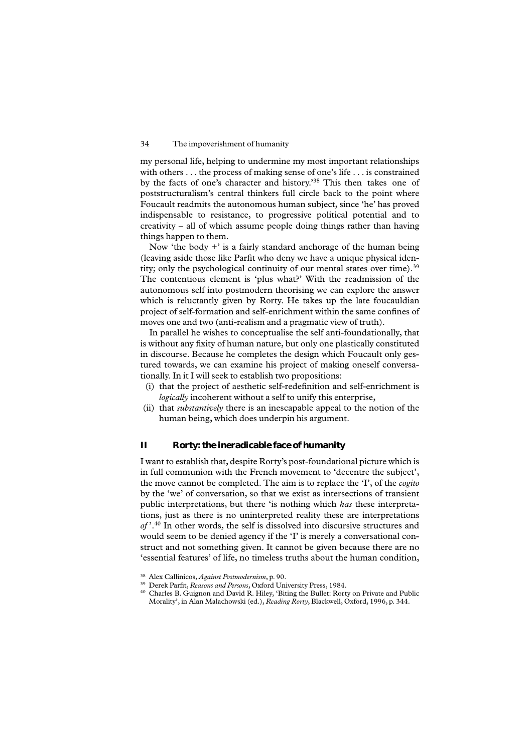my personal life, helping to undermine my most important relationships with others . . . the process of making sense of one's life . . . is constrained by the facts of one's character and history.'[38] This then takes one of poststructuralism's central thinkers full circle back to the point where Foucault readmits the autonomous human subject, since 'he' has proved indispensable to resistance, to progressive political potential and to creativity – all of which assume people doing things rather than having things happen to them.

Now 'the body +' is a fairly standard anchorage of the human being (leaving aside those like Parfit who deny we have a unique physical identity; only the psychological continuity of our mental states over time).[39] The contentious element is 'plus what?' With the readmission of the autonomous self into postmodern theorising we can explore the answer which is reluctantly given by Rorty. He takes up the late foucauldian project of self-formation and self-enrichment within the same confines of moves one and two (anti-realism and a pragmatic view of truth).

In parallel he wishes to conceptualise the self anti-foundationally, that is without any fixity of human nature, but only one plastically constituted in discourse. Because he completes the design which Foucault only gestured towards, we can examine his project of making oneself conversationally. In it I will seek to establish two propositions:

(i) that the project of aesthetic self-redefinition and self-enrichment is *logically* incoherent without a self to unify this enterprise,
(ii) that *substantively* there is an inescapable appeal to the notion of the human being, which does underpin his argument.

## II Rorty: the ineradicable face of humanity

I want to establish that, despite Rorty's post-foundational picture which is in full communion with the French movement to 'decentre the subject', the move cannot be completed. The aim is to replace the 'I', of the *cogito* by the 'we' of conversation, so that we exist as intersections of transient public interpretations, but there 'is nothing which *has* these interpretations, just as there is no uninterpreted reality these are interpretations *of*'.[40] In other words, the self is dissolved into discursive structures and would seem to be denied agency if the 'I' is merely a conversational construct and not something given. It cannot be given because there are no 'essential features' of life, no timeless truths about the human condition,

[38] Alex Callinicos, *Against Postmodernism*, p. 90.

[39] Derek Parfit, *Reasons and Persons*, Oxford University Press, 1984.

[40] Charles B. Guignon and David R. Hiley, 'Biting the Bullet: Rorty on Private and Public Morality', in Alan Malachowski (ed.), *Reading Rorty*, Blackwell, Oxford, 1996, p. 344.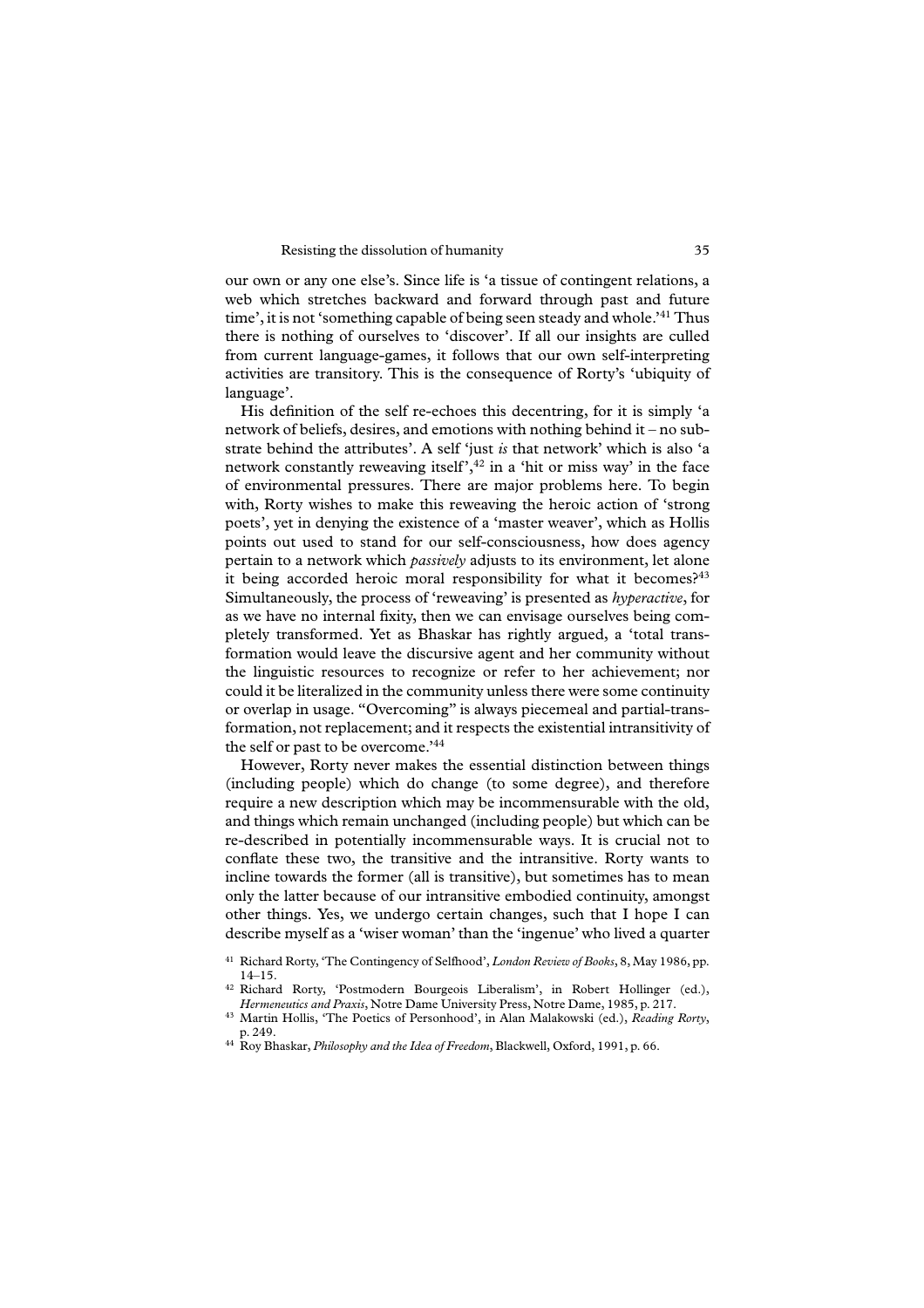our own or any one else's. Since life is 'a tissue of contingent relations, a web which stretches backward and forward through past and future time', it is not 'something capable of being seen steady and whole.'[41] Thus there is nothing of ourselves to 'discover'. If all our insights are culled from current language-games, it follows that our own self-interpreting activities are transitory. This is the consequence of Rorty's 'ubiquity of language'.

His definition of the self re-echoes this decentring, for it is simply 'a network of beliefs, desires, and emotions with nothing behind it – no substrate behind the attributes'. A self 'just *is* that network' which is also 'a network constantly reweaving itself',[42] in a 'hit or miss way' in the face of environmental pressures. There are major problems here. To begin with, Rorty wishes to make this reweaving the heroic action of 'strong poets', yet in denying the existence of a 'master weaver', which as Hollis points out used to stand for our self-consciousness, how does agency pertain to a network which *passively* adjusts to its environment, let alone it being accorded heroic moral responsibility for what it becomes?[43] Simultaneously, the process of 'reweaving' is presented as *hyperactive*, for as we have no internal fixity, then we can envisage ourselves being completely transformed. Yet as Bhaskar has rightly argued, a 'total transformation would leave the discursive agent and her community without the linguistic resources to recognize or refer to her achievement; nor could it be literalized in the community unless there were some continuity or overlap in usage. "Overcoming" is always piecemeal and partial-transformation, not replacement; and it respects the existential intransitivity of the self or past to be overcome.'[44]

However, Rorty never makes the essential distinction between things (including people) which do change (to some degree), and therefore require a new description which may be incommensurable with the old, and things which remain unchanged (including people) but which can be re-described in potentially incommensurable ways. It is crucial not to conflate these two, the transitive and the intransitive. Rorty wants to incline towards the former (all is transitive), but sometimes has to mean only the latter because of our intransitive embodied continuity, amongst other things. Yes, we undergo certain changes, such that I hope I can describe myself as a 'wiser woman' than the 'ingenue' who lived a quarter

---

[41] Richard Rorty, 'The Contingency of Selfhood', *London Review of Books*, 8, May 1986, pp. 14–15.

[42] Richard Rorty, 'Postmodern Bourgeois Liberalism', in Robert Hollinger (ed.), *Hermeneutics and Praxis*, Notre Dame University Press, Notre Dame, 1985, p. 217.

[43] Martin Hollis, 'The Poetics of Personhood', in Alan Malakowski (ed.), *Reading Rorty*, p. 249.

[44] Roy Bhaskar, *Philosophy and the Idea of Freedom*, Blackwell, Oxford, 1991, p. 66.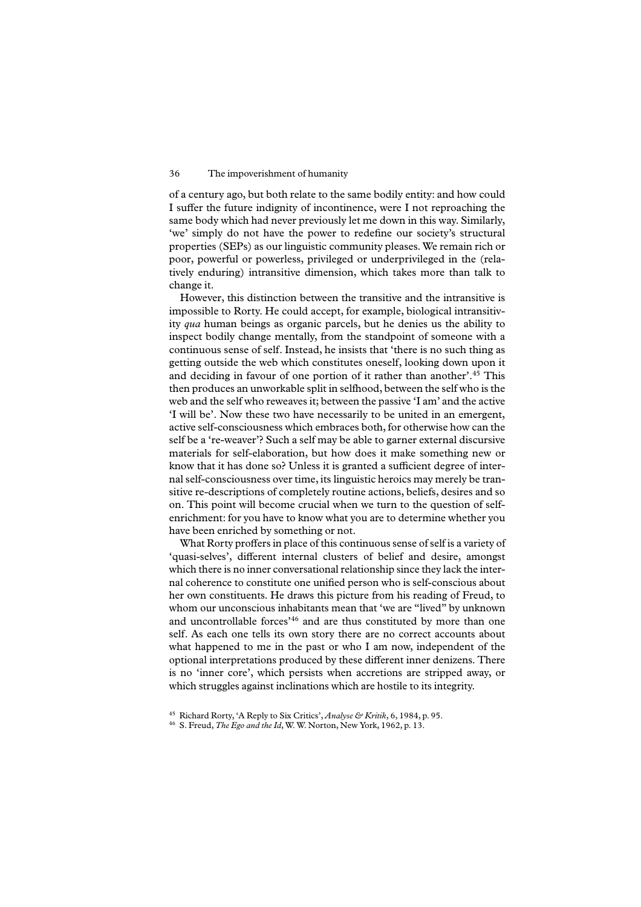of a century ago, but both relate to the same bodily entity: and how could I suffer the future indignity of incontinence, were I not reproaching the same body which had never previously let me down in this way. Similarly, 'we' simply do not have the power to redefine our society's structural properties (SEPs) as our linguistic community pleases. We remain rich or poor, powerful or powerless, privileged or underprivileged in the (relatively enduring) intransitive dimension, which takes more than talk to change it.

However, this distinction between the transitive and the intransitive is impossible to Rorty. He could accept, for example, biological intransitivity *qua* human beings as organic parcels, but he denies us the ability to inspect bodily change mentally, from the standpoint of someone with a continuous sense of self. Instead, he insists that 'there is no such thing as getting outside the web which constitutes oneself, looking down upon it and deciding in favour of one portion of it rather than another'.[45] This then produces an unworkable split in selfhood, between the self who is the web and the self who reweaves it; between the passive 'I am' and the active 'I will be'. Now these two have necessarily to be united in an emergent, active self-consciousness which embraces both, for otherwise how can the self be a 're-weaver'? Such a self may be able to garner external discursive materials for self-elaboration, but how does it make something new or know that it has done so? Unless it is granted a sufficient degree of internal self-consciousness over time, its linguistic heroics may merely be transitive re-descriptions of completely routine actions, beliefs, desires and so on. This point will become crucial when we turn to the question of self-enrichment: for you have to know what you are to determine whether you have been enriched by something or not.

What Rorty proffers in place of this continuous sense of self is a variety of 'quasi-selves', different internal clusters of belief and desire, amongst which there is no inner conversational relationship since they lack the internal coherence to constitute one unified person who is self-conscious about her own constituents. He draws this picture from his reading of Freud, to whom our unconscious inhabitants mean that 'we are "lived" by unknown and uncontrollable forces'[46] and are thus constituted by more than one self. As each one tells its own story there are no correct accounts about what happened to me in the past or who I am now, independent of the optional interpretations produced by these different inner denizens. There is no 'inner core', which persists when accretions are stripped away, or which struggles against inclinations which are hostile to its integrity.

[45] Richard Rorty, 'A Reply to Six Critics', *Analyse & Kritik*, 6, 1984, p. 95.

[46] S. Freud, *The Ego and the Id*, W. W. Norton, New York, 1962, p. 13.